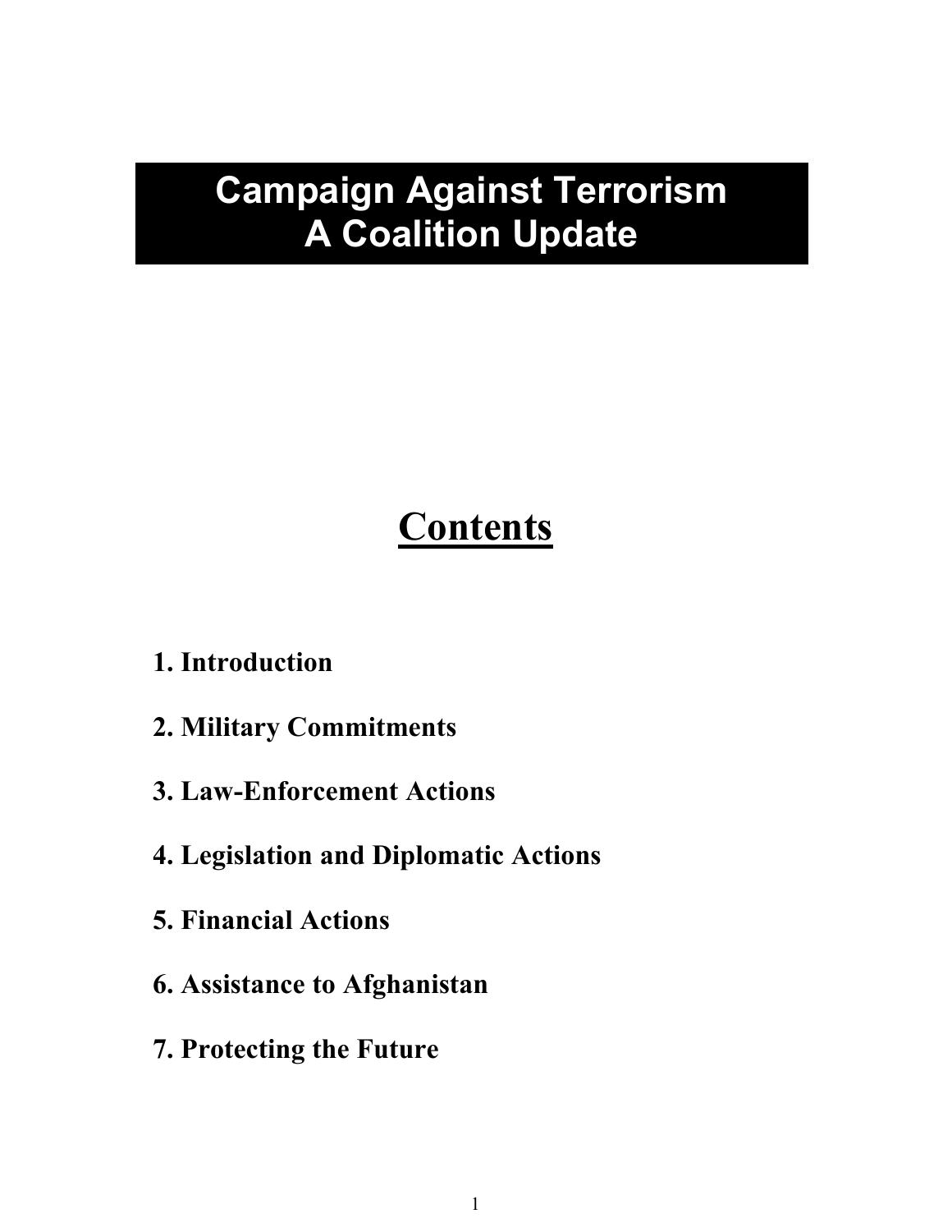# Campaign Against Terrorism
# A Coalition Update

## Contents

1. **Introduction**
2. **Military Commitments**
3. **Law-Enforcement Actions**
4. **Legislation and Diplomatic Actions**
5. **Financial Actions**
6. **Assistance to Afghanistan**
7. **Protecting the Future**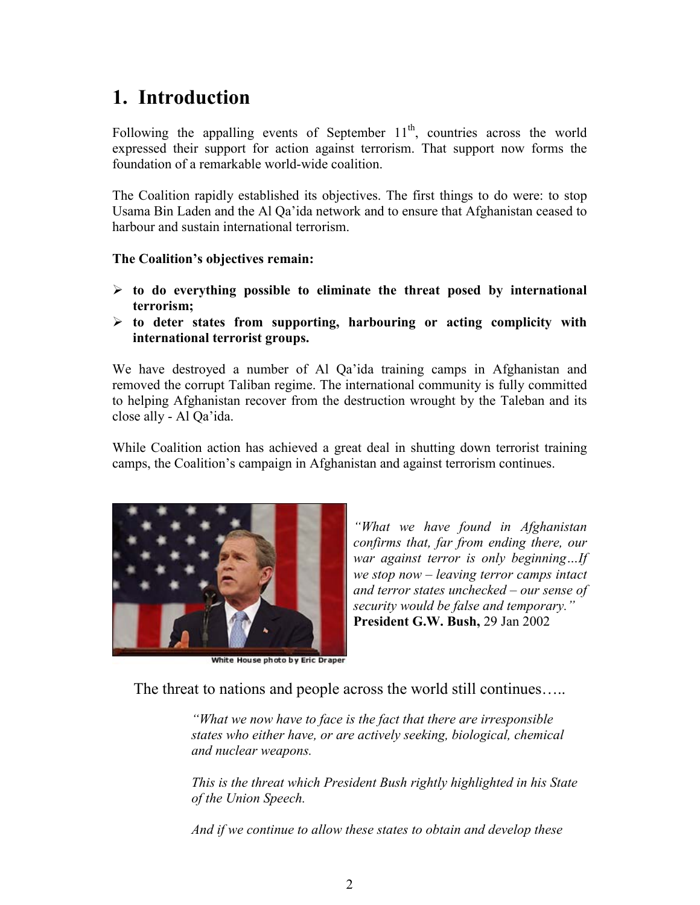# 1. Introduction

Following the appalling events of September 11th, countries across the world expressed their support for action against terrorism. That support now forms the foundation of a remarkable world-wide coalition.

The Coalition rapidly established its objectives. The first things to do were: to stop Usama Bin Laden and the Al Qa'ida network and to ensure that Afghanistan ceased to harbour and sustain international terrorism.

**The Coalition's objectives remain:**

- **to do everything possible to eliminate the threat posed by international terrorism;**
- **to deter states from supporting, harbouring or acting complicity with international terrorist groups.**

We have destroyed a number of Al Qa'ida training camps in Afghanistan and removed the corrupt Taliban regime. The international community is fully committed to helping Afghanistan recover from the destruction wrought by the Taleban and its close ally - Al Qa'ida.

While Coalition action has achieved a great deal in shutting down terrorist training camps, the Coalition's campaign in Afghanistan and against terrorism continues.

White House photo by Eric Draper

*"What we have found in Afghanistan confirms that, far from ending there, our war against terror is only beginning…If we stop now – leaving terror camps intact and terror states unchecked – our sense of security would be false and temporary."* **President G.W. Bush,** 29 Jan 2002

The threat to nations and people across the world still continues…..

*"What we now have to face is the fact that there are irresponsible states who either have, or are actively seeking, biological, chemical and nuclear weapons.*

*This is the threat which President Bush rightly highlighted in his State of the Union Speech.*

*And if we continue to allow these states to obtain and develop these*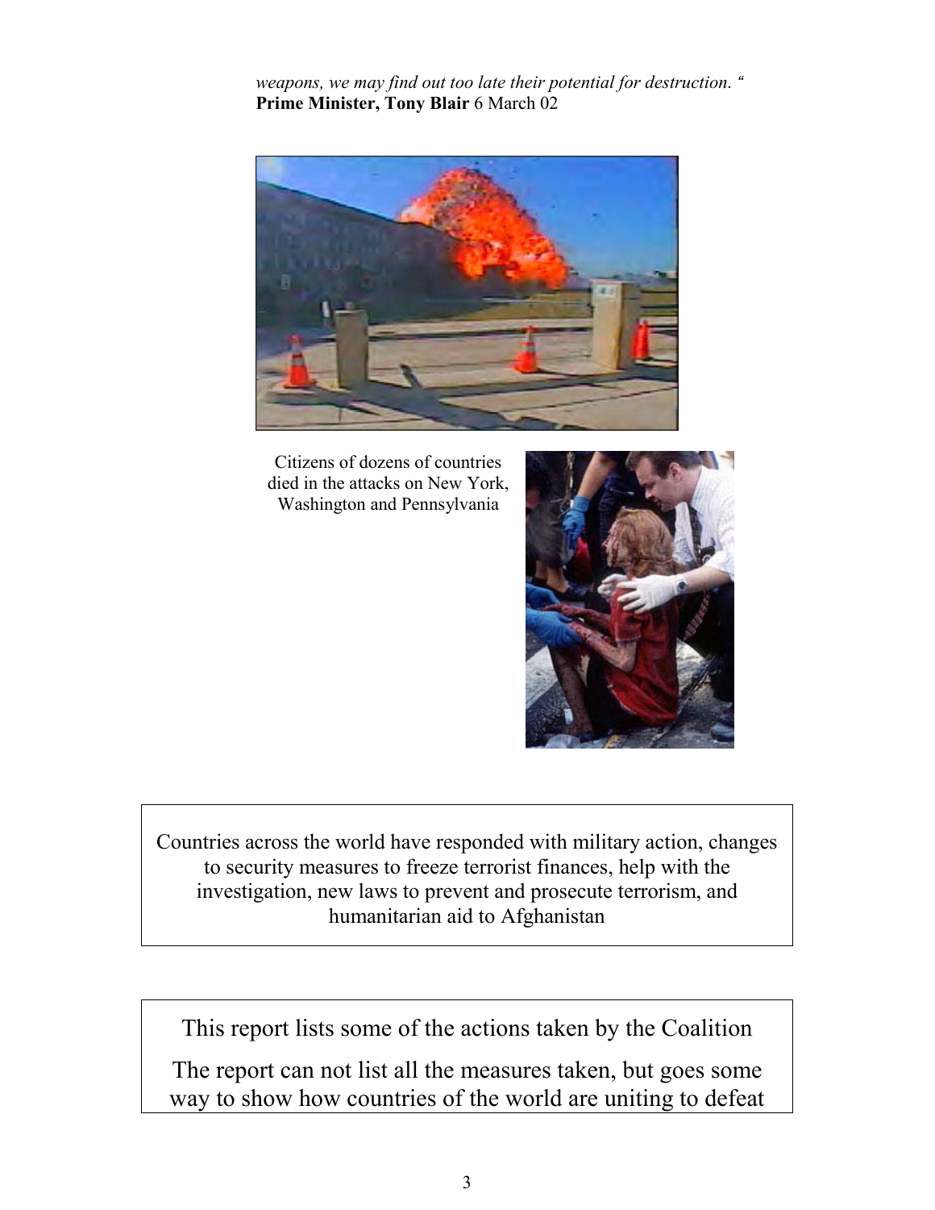*weapons, we may find out too late their potential for destruction. "*
**Prime Minister, Tony Blair** 6 March 02

Citizens of dozens of countries died in the attacks on New York, Washington and Pennsylvania

Countries across the world have responded with military action, changes to security measures to freeze terrorist finances, help with the investigation, new laws to prevent and prosecute terrorism, and humanitarian aid to Afghanistan

This report lists some of the actions taken by the Coalition

The report can not list all the measures taken, but goes some way to show how countries of the world are uniting to defeat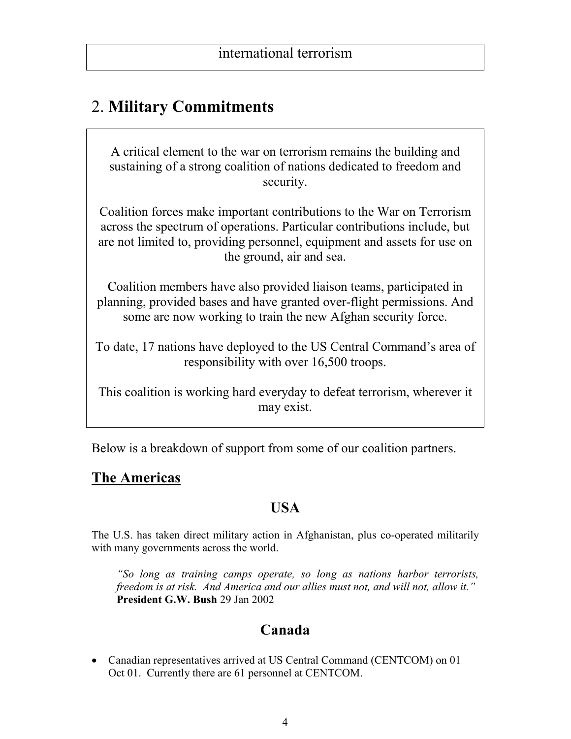international terrorism

## 2. **Military Commitments**

A critical element to the war on terrorism remains the building and sustaining of a strong coalition of nations dedicated to freedom and security.

Coalition forces make important contributions to the War on Terrorism across the spectrum of operations. Particular contributions include, but are not limited to, providing personnel, equipment and assets for use on the ground, air and sea.

Coalition members have also provided liaison teams, participated in planning, provided bases and have granted over-flight permissions. And some are now working to train the new Afghan security force.

To date, 17 nations have deployed to the US Central Command's area of responsibility with over 16,500 troops.

This coalition is working hard everyday to defeat terrorism, wherever it may exist.

Below is a breakdown of support from some of our coalition partners.

### The Americas

#### USA

The U.S. has taken direct military action in Afghanistan, plus co-operated militarily with many governments across the world.

> *"So long as training camps operate, so long as nations harbor terrorists, freedom is at risk. And America and our allies must not, and will not, allow it."*
> **President G.W. Bush** 29 Jan 2002

#### Canada

- Canadian representatives arrived at US Central Command (CENTCOM) on 01 Oct 01. Currently there are 61 personnel at CENTCOM.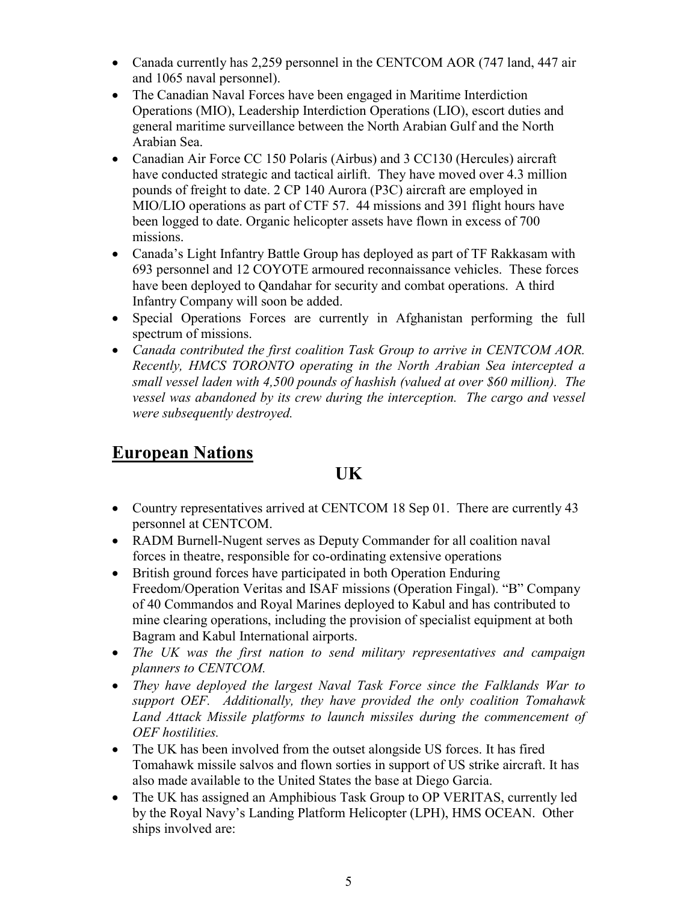- Canada currently has 2,259 personnel in the CENTCOM AOR (747 land, 447 air and 1065 naval personnel).
- The Canadian Naval Forces have been engaged in Maritime Interdiction Operations (MIO), Leadership Interdiction Operations (LIO), escort duties and general maritime surveillance between the North Arabian Gulf and the North Arabian Sea.
- Canadian Air Force CC 150 Polaris (Airbus) and 3 CC130 (Hercules) aircraft have conducted strategic and tactical airlift. They have moved over 4.3 million pounds of freight to date. 2 CP 140 Aurora (P3C) aircraft are employed in MIO/LIO operations as part of CTF 57. 44 missions and 391 flight hours have been logged to date. Organic helicopter assets have flown in excess of 700 missions.
- Canada's Light Infantry Battle Group has deployed as part of TF Rakkasam with 693 personnel and 12 COYOTE armoured reconnaissance vehicles. These forces have been deployed to Qandahar for security and combat operations. A third Infantry Company will soon be added.
- Special Operations Forces are currently in Afghanistan performing the full spectrum of missions.
- *Canada contributed the first coalition Task Group to arrive in CENTCOM AOR. Recently, HMCS TORONTO operating in the North Arabian Sea intercepted a small vessel laden with 4,500 pounds of hashish (valued at over $60 million). The vessel was abandoned by its crew during the interception. The cargo and vessel were subsequently destroyed.*

## European Nations

### UK

- Country representatives arrived at CENTCOM 18 Sep 01. There are currently 43 personnel at CENTCOM.
- RADM Burnell-Nugent serves as Deputy Commander for all coalition naval forces in theatre, responsible for co-ordinating extensive operations
- British ground forces have participated in both Operation Enduring Freedom/Operation Veritas and ISAF missions (Operation Fingal). "B" Company of 40 Commandos and Royal Marines deployed to Kabul and has contributed to mine clearing operations, including the provision of specialist equipment at both Bagram and Kabul International airports.
- *The UK was the first nation to send military representatives and campaign planners to CENTCOM.*
- *They have deployed the largest Naval Task Force since the Falklands War to support OEF. Additionally, they have provided the only coalition Tomahawk Land Attack Missile platforms to launch missiles during the commencement of OEF hostilities.*
- The UK has been involved from the outset alongside US forces. It has fired Tomahawk missile salvos and flown sorties in support of US strike aircraft. It has also made available to the United States the base at Diego Garcia.
- The UK has assigned an Amphibious Task Group to OP VERITAS, currently led by the Royal Navy's Landing Platform Helicopter (LPH), HMS OCEAN. Other ships involved are: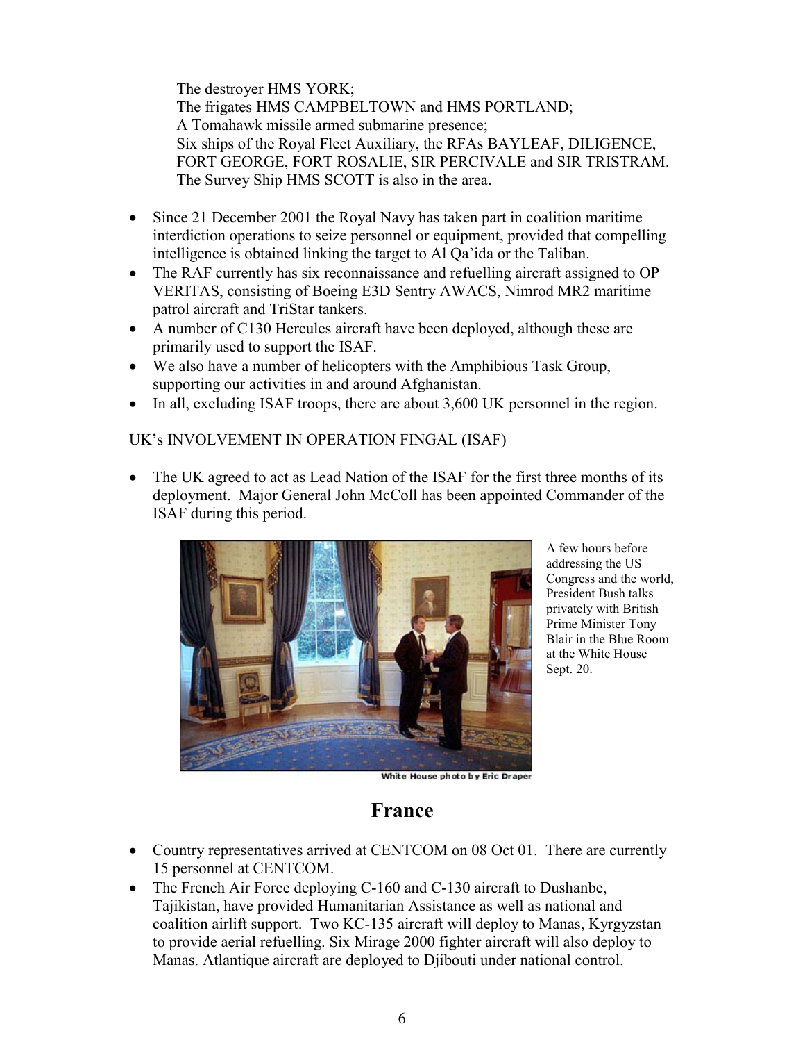The destroyer HMS YORK;
The frigates HMS CAMPBELTOWN and HMS PORTLAND;
A Tomahawk missile armed submarine presence;
Six ships of the Royal Fleet Auxiliary, the RFAs BAYLEAF, DILIGENCE, FORT GEORGE, FORT ROSALIE, SIR PERCIVALE and SIR TRISTRAM.
The Survey Ship HMS SCOTT is also in the area.

- Since 21 December 2001 the Royal Navy has taken part in coalition maritime interdiction operations to seize personnel or equipment, provided that compelling intelligence is obtained linking the target to Al Qa'ida or the Taliban.
- The RAF currently has six reconnaissance and refuelling aircraft assigned to OP VERITAS, consisting of Boeing E3D Sentry AWACS, Nimrod MR2 maritime patrol aircraft and TriStar tankers.
- A number of C130 Hercules aircraft have been deployed, although these are primarily used to support the ISAF.
- We also have a number of helicopters with the Amphibious Task Group, supporting our activities in and around Afghanistan.
- In all, excluding ISAF troops, there are about 3,600 UK personnel in the region.

UK's INVOLVEMENT IN OPERATION FINGAL (ISAF)

- The UK agreed to act as Lead Nation of the ISAF for the first three months of its deployment. Major General John McColl has been appointed Commander of the ISAF during this period.

White House photo by Eric Draper

A few hours before addressing the US Congress and the world, President Bush talks privately with British Prime Minister Tony Blair in the Blue Room at the White House Sept. 20.

## France

- Country representatives arrived at CENTCOM on 08 Oct 01. There are currently 15 personnel at CENTCOM.
- The French Air Force deploying C-160 and C-130 aircraft to Dushanbe, Tajikistan, have provided Humanitarian Assistance as well as national and coalition airlift support. Two KC-135 aircraft will deploy to Manas, Kyrgyzstan to provide aerial refuelling. Six Mirage 2000 fighter aircraft will also deploy to Manas. Atlantique aircraft are deployed to Djibouti under national control.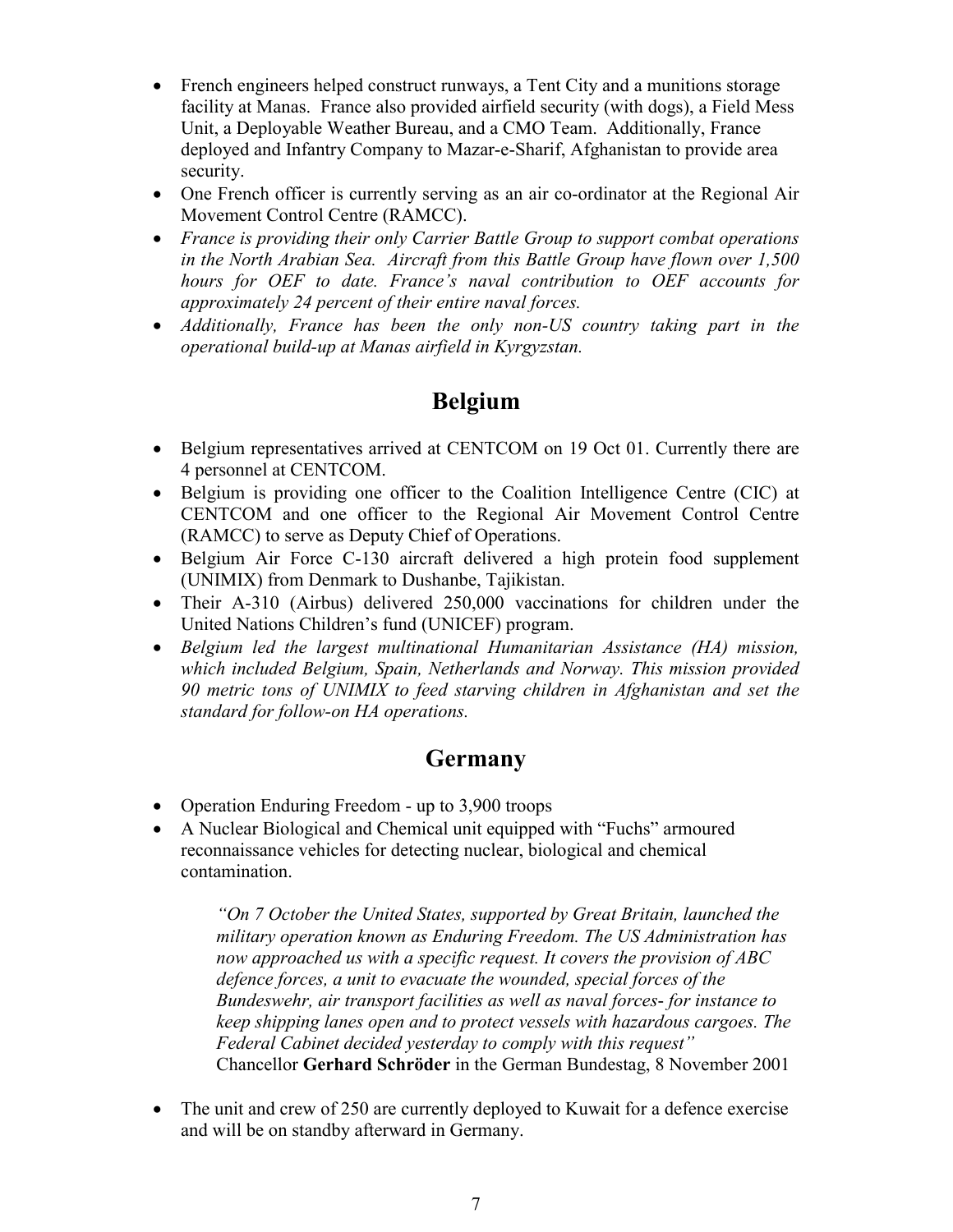- French engineers helped construct runways, a Tent City and a munitions storage facility at Manas. France also provided airfield security (with dogs), a Field Mess Unit, a Deployable Weather Bureau, and a CMO Team. Additionally, France deployed and Infantry Company to Mazar-e-Sharif, Afghanistan to provide area security.
- One French officer is currently serving as an air co-ordinator at the Regional Air Movement Control Centre (RAMCC).
- *France is providing their only Carrier Battle Group to support combat operations in the North Arabian Sea. Aircraft from this Battle Group have flown over 1,500 hours for OEF to date. France's naval contribution to OEF accounts for approximately 24 percent of their entire naval forces.*
- *Additionally, France has been the only non-US country taking part in the operational build-up at Manas airfield in Kyrgyzstan.*

## Belgium

- Belgium representatives arrived at CENTCOM on 19 Oct 01. Currently there are 4 personnel at CENTCOM.
- Belgium is providing one officer to the Coalition Intelligence Centre (CIC) at CENTCOM and one officer to the Regional Air Movement Control Centre (RAMCC) to serve as Deputy Chief of Operations.
- Belgium Air Force C-130 aircraft delivered a high protein food supplement (UNIMIX) from Denmark to Dushanbe, Tajikistan.
- Their A-310 (Airbus) delivered 250,000 vaccinations for children under the United Nations Children's fund (UNICEF) program.
- *Belgium led the largest multinational Humanitarian Assistance (HA) mission, which included Belgium, Spain, Netherlands and Norway. This mission provided 90 metric tons of UNIMIX to feed starving children in Afghanistan and set the standard for follow-on HA operations.*

## Germany

- Operation Enduring Freedom - up to 3,900 troops
- A Nuclear Biological and Chemical unit equipped with "Fuchs" armoured reconnaissance vehicles for detecting nuclear, biological and chemical contamination.

> *"On 7 October the United States, supported by Great Britain, launched the military operation known as Enduring Freedom. The US Administration has now approached us with a specific request. It covers the provision of ABC defence forces, a unit to evacuate the wounded, special forces of the Bundeswehr, air transport facilities as well as naval forces- for instance to keep shipping lanes open and to protect vessels with hazardous cargoes. The Federal Cabinet decided yesterday to comply with this request"*
> Chancellor **Gerhard Schröder** in the German Bundestag, 8 November 2001

- The unit and crew of 250 are currently deployed to Kuwait for a defence exercise and will be on standby afterward in Germany.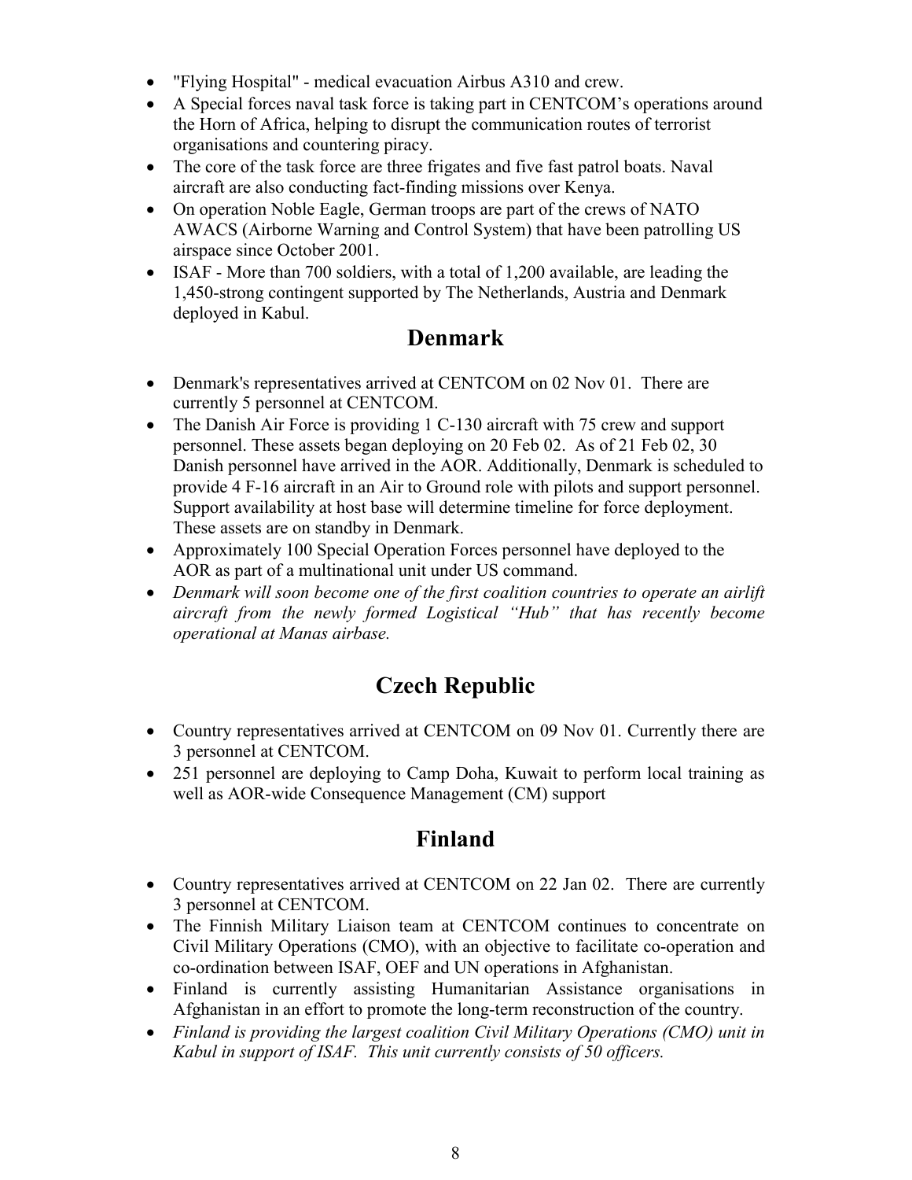- "Flying Hospital" - medical evacuation Airbus A310 and crew.
- A Special forces naval task force is taking part in CENTCOM's operations around the Horn of Africa, helping to disrupt the communication routes of terrorist organisations and countering piracy.
- The core of the task force are three frigates and five fast patrol boats. Naval aircraft are also conducting fact-finding missions over Kenya.
- On operation Noble Eagle, German troops are part of the crews of NATO AWACS (Airborne Warning and Control System) that have been patrolling US airspace since October 2001.
- ISAF - More than 700 soldiers, with a total of 1,200 available, are leading the 1,450-strong contingent supported by The Netherlands, Austria and Denmark deployed in Kabul.

## Denmark

- Denmark's representatives arrived at CENTCOM on 02 Nov 01. There are currently 5 personnel at CENTCOM.
- The Danish Air Force is providing 1 C-130 aircraft with 75 crew and support personnel. These assets began deploying on 20 Feb 02. As of 21 Feb 02, 30 Danish personnel have arrived in the AOR. Additionally, Denmark is scheduled to provide 4 F-16 aircraft in an Air to Ground role with pilots and support personnel. Support availability at host base will determine timeline for force deployment. These assets are on standby in Denmark.
- Approximately 100 Special Operation Forces personnel have deployed to the AOR as part of a multinational unit under US command.
- *Denmark will soon become one of the first coalition countries to operate an airlift aircraft from the newly formed Logistical "Hub" that has recently become operational at Manas airbase.*

## Czech Republic

- Country representatives arrived at CENTCOM on 09 Nov 01. Currently there are 3 personnel at CENTCOM.
- 251 personnel are deploying to Camp Doha, Kuwait to perform local training as well as AOR-wide Consequence Management (CM) support

## Finland

- Country representatives arrived at CENTCOM on 22 Jan 02. There are currently 3 personnel at CENTCOM.
- The Finnish Military Liaison team at CENTCOM continues to concentrate on Civil Military Operations (CMO), with an objective to facilitate co-operation and co-ordination between ISAF, OEF and UN operations in Afghanistan.
- Finland is currently assisting Humanitarian Assistance organisations in Afghanistan in an effort to promote the long-term reconstruction of the country.
- *Finland is providing the largest coalition Civil Military Operations (CMO) unit in Kabul in support of ISAF. This unit currently consists of 50 officers.*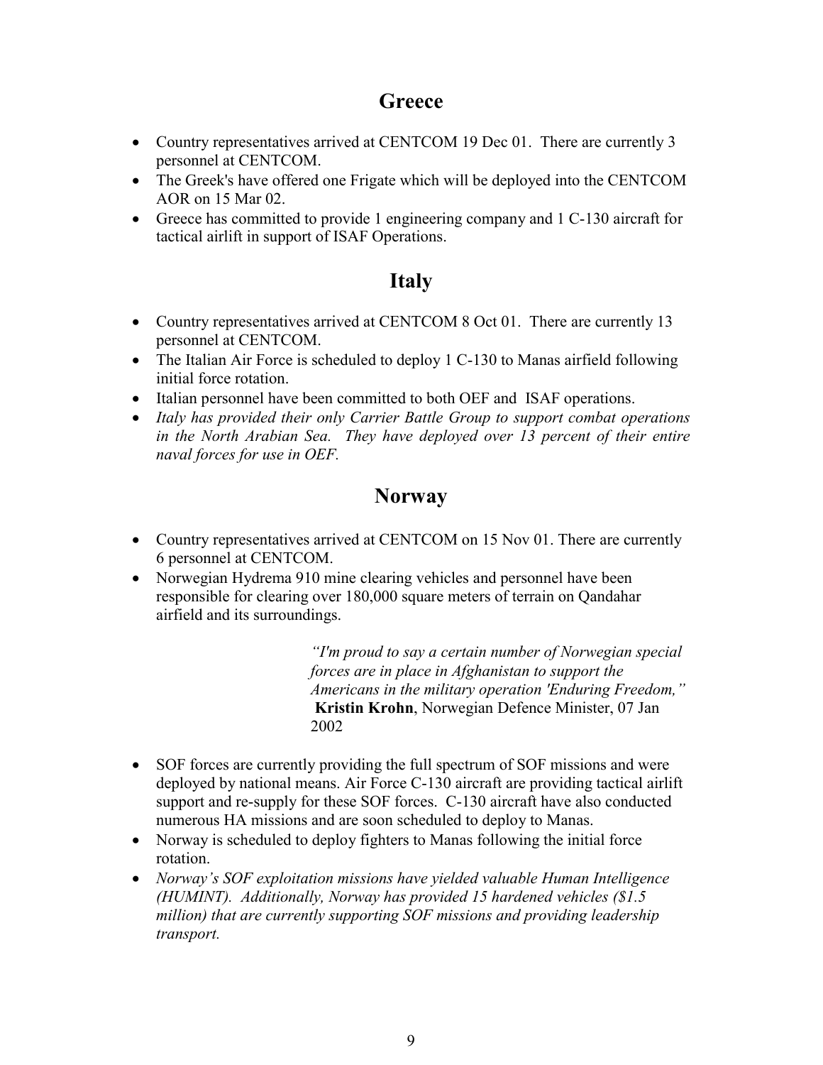## Greece

- Country representatives arrived at CENTCOM 19 Dec 01. There are currently 3 personnel at CENTCOM.
- The Greek's have offered one Frigate which will be deployed into the CENTCOM AOR on 15 Mar 02.
- Greece has committed to provide 1 engineering company and 1 C-130 aircraft for tactical airlift in support of ISAF Operations.

## Italy

- Country representatives arrived at CENTCOM 8 Oct 01. There are currently 13 personnel at CENTCOM.
- The Italian Air Force is scheduled to deploy 1 C-130 to Manas airfield following initial force rotation.
- Italian personnel have been committed to both OEF and ISAF operations.
- *Italy has provided their only Carrier Battle Group to support combat operations in the North Arabian Sea. They have deployed over 13 percent of their entire naval forces for use in OEF.*

## Norway

- Country representatives arrived at CENTCOM on 15 Nov 01. There are currently 6 personnel at CENTCOM.
- Norwegian Hydrema 910 mine clearing vehicles and personnel have been responsible for clearing over 180,000 square meters of terrain on Qandahar airfield and its surroundings.

> *"I'm proud to say a certain number of Norwegian special forces are in place in Afghanistan to support the Americans in the military operation 'Enduring Freedom,"* **Kristin Krohn**, Norwegian Defence Minister, 07 Jan 2002

- SOF forces are currently providing the full spectrum of SOF missions and were deployed by national means. Air Force C-130 aircraft are providing tactical airlift support and re-supply for these SOF forces. C-130 aircraft have also conducted numerous HA missions and are soon scheduled to deploy to Manas.
- Norway is scheduled to deploy fighters to Manas following the initial force rotation.
- *Norway's SOF exploitation missions have yielded valuable Human Intelligence (HUMINT). Additionally, Norway has provided 15 hardened vehicles ($1.5 million) that are currently supporting SOF missions and providing leadership transport.*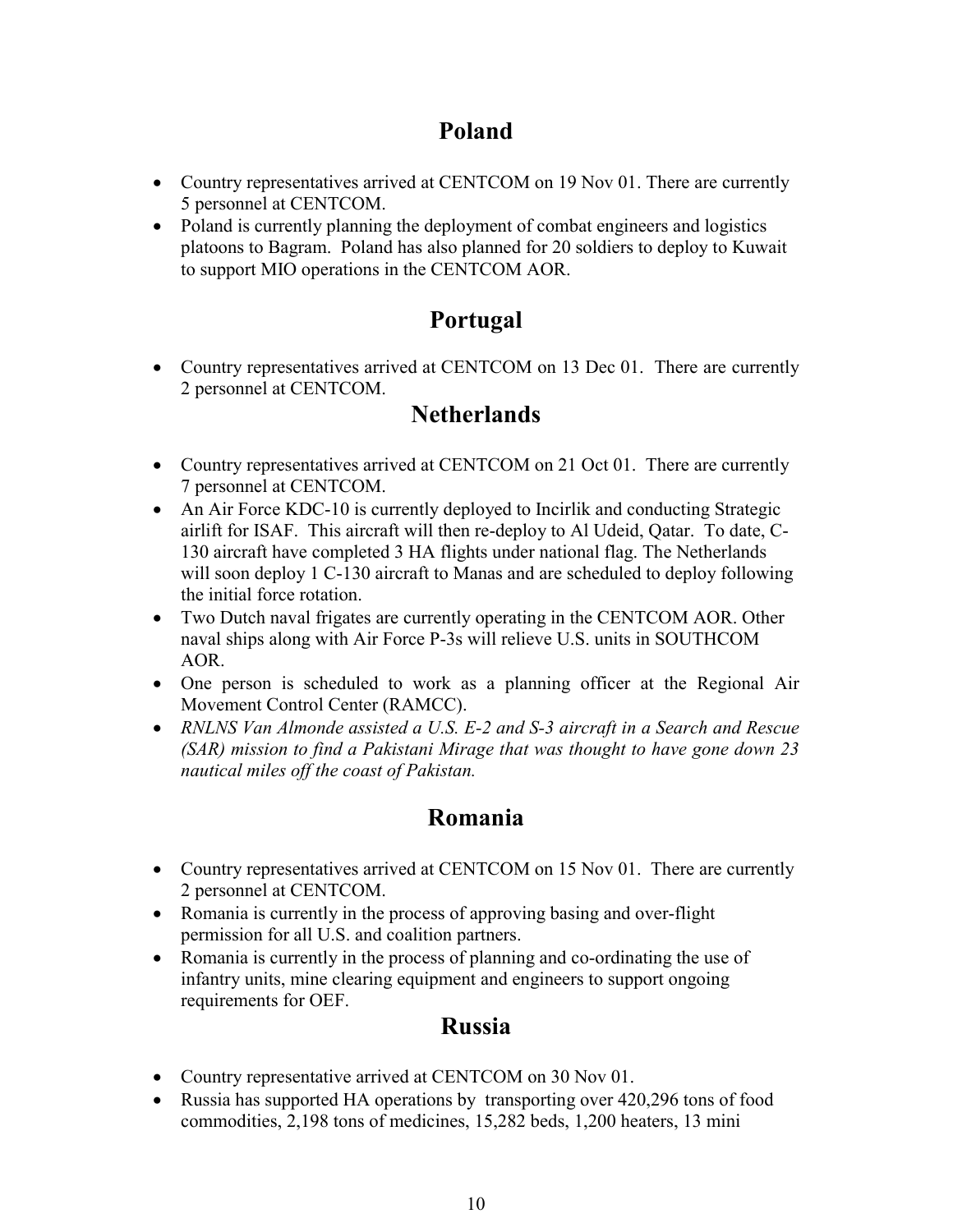## Poland

- Country representatives arrived at CENTCOM on 19 Nov 01. There are currently 5 personnel at CENTCOM.
- Poland is currently planning the deployment of combat engineers and logistics platoons to Bagram. Poland has also planned for 20 soldiers to deploy to Kuwait to support MIO operations in the CENTCOM AOR.

## Portugal

- Country representatives arrived at CENTCOM on 13 Dec 01. There are currently 2 personnel at CENTCOM.

## Netherlands

- Country representatives arrived at CENTCOM on 21 Oct 01. There are currently 7 personnel at CENTCOM.
- An Air Force KDC-10 is currently deployed to Incirlik and conducting Strategic airlift for ISAF. This aircraft will then re-deploy to Al Udeid, Qatar. To date, C-130 aircraft have completed 3 HA flights under national flag. The Netherlands will soon deploy 1 C-130 aircraft to Manas and are scheduled to deploy following the initial force rotation.
- Two Dutch naval frigates are currently operating in the CENTCOM AOR. Other naval ships along with Air Force P-3s will relieve U.S. units in SOUTHCOM AOR.
- One person is scheduled to work as a planning officer at the Regional Air Movement Control Center (RAMCC).
- *RNLNS Van Almonde assisted a U.S. E-2 and S-3 aircraft in a Search and Rescue (SAR) mission to find a Pakistani Mirage that was thought to have gone down 23 nautical miles off the coast of Pakistan.*

## Romania

- Country representatives arrived at CENTCOM on 15 Nov 01. There are currently 2 personnel at CENTCOM.
- Romania is currently in the process of approving basing and over-flight permission for all U.S. and coalition partners.
- Romania is currently in the process of planning and co-ordinating the use of infantry units, mine clearing equipment and engineers to support ongoing requirements for OEF.

## Russia

- Country representative arrived at CENTCOM on 30 Nov 01.
- Russia has supported HA operations by transporting over 420,296 tons of food commodities, 2,198 tons of medicines, 15,282 beds, 1,200 heaters, 13 mini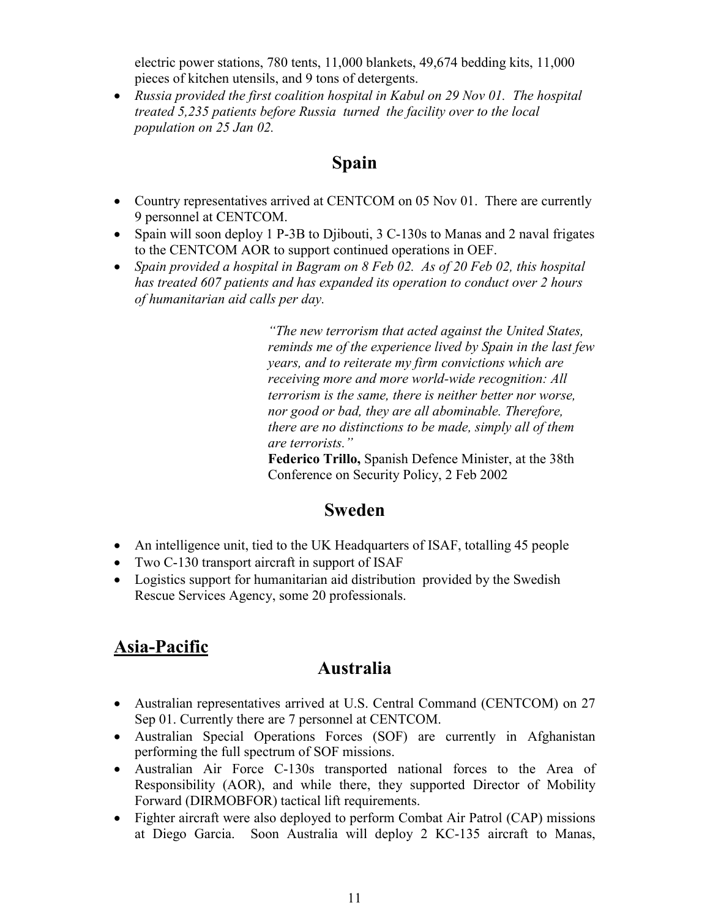electric power stations, 780 tents, 11,000 blankets, 49,674 bedding kits, 11,000 pieces of kitchen utensils, and 9 tons of detergents.

- *Russia provided the first coalition hospital in Kabul on 29 Nov 01. The hospital treated 5,235 patients before Russia turned the facility over to the local population on 25 Jan 02.*

## Spain

- Country representatives arrived at CENTCOM on 05 Nov 01. There are currently 9 personnel at CENTCOM.
- Spain will soon deploy 1 P-3B to Djibouti, 3 C-130s to Manas and 2 naval frigates to the CENTCOM AOR to support continued operations in OEF.
- *Spain provided a hospital in Bagram on 8 Feb 02. As of 20 Feb 02, this hospital has treated 607 patients and has expanded its operation to conduct over 2 hours of humanitarian aid calls per day.*

> *"The new terrorism that acted against the United States, reminds me of the experience lived by Spain in the last few years, and to reiterate my firm convictions which are receiving more and more world-wide recognition: All terrorism is the same, there is neither better nor worse, nor good or bad, they are all abominable. Therefore, there are no distinctions to be made, simply all of them are terrorists."*
> **Federico Trillo,** Spanish Defence Minister, at the 38th Conference on Security Policy, 2 Feb 2002

## Sweden

- An intelligence unit, tied to the UK Headquarters of ISAF, totalling 45 people
- Two C-130 transport aircraft in support of ISAF
- Logistics support for humanitarian aid distribution provided by the Swedish Rescue Services Agency, some 20 professionals.

# Asia-Pacific

## Australia

- Australian representatives arrived at U.S. Central Command (CENTCOM) on 27 Sep 01. Currently there are 7 personnel at CENTCOM.
- Australian Special Operations Forces (SOF) are currently in Afghanistan performing the full spectrum of SOF missions.
- Australian Air Force C-130s transported national forces to the Area of Responsibility (AOR), and while there, they supported Director of Mobility Forward (DIRMOBFOR) tactical lift requirements.
- Fighter aircraft were also deployed to perform Combat Air Patrol (CAP) missions at Diego Garcia. Soon Australia will deploy 2 KC-135 aircraft to Manas,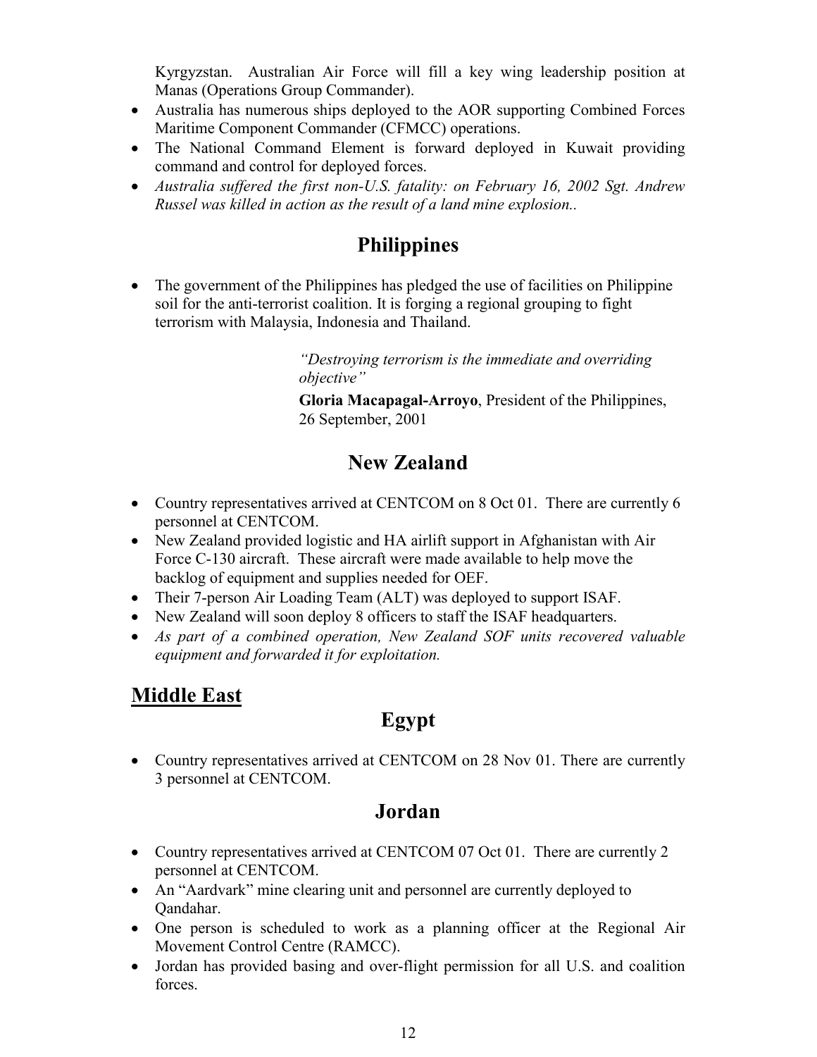Kyrgyzstan. Australian Air Force will fill a key wing leadership position at Manas (Operations Group Commander).

- Australia has numerous ships deployed to the AOR supporting Combined Forces Maritime Component Commander (CFMCC) operations.
- The National Command Element is forward deployed in Kuwait providing command and control for deployed forces.
- *Australia suffered the first non-U.S. fatality: on February 16, 2002 Sgt. Andrew Russel was killed in action as the result of a land mine explosion..*

## Philippines

- The government of the Philippines has pledged the use of facilities on Philippine soil for the anti-terrorist coalition. It is forging a regional grouping to fight terrorism with Malaysia, Indonesia and Thailand.

> *"Destroying terrorism is the immediate and overriding objective"*
>
> **Gloria Macapagal-Arroyo**, President of the Philippines, 26 September, 2001

## New Zealand

- Country representatives arrived at CENTCOM on 8 Oct 01. There are currently 6 personnel at CENTCOM.
- New Zealand provided logistic and HA airlift support in Afghanistan with Air Force C-130 aircraft. These aircraft were made available to help move the backlog of equipment and supplies needed for OEF.
- Their 7-person Air Loading Team (ALT) was deployed to support ISAF.
- New Zealand will soon deploy 8 officers to staff the ISAF headquarters.
- *As part of a combined operation, New Zealand SOF units recovered valuable equipment and forwarded it for exploitation.*

# Middle East

## Egypt

- Country representatives arrived at CENTCOM on 28 Nov 01. There are currently 3 personnel at CENTCOM.

## Jordan

- Country representatives arrived at CENTCOM 07 Oct 01. There are currently 2 personnel at CENTCOM.
- An "Aardvark" mine clearing unit and personnel are currently deployed to Qandahar.
- One person is scheduled to work as a planning officer at the Regional Air Movement Control Centre (RAMCC).
- Jordan has provided basing and over-flight permission for all U.S. and coalition forces.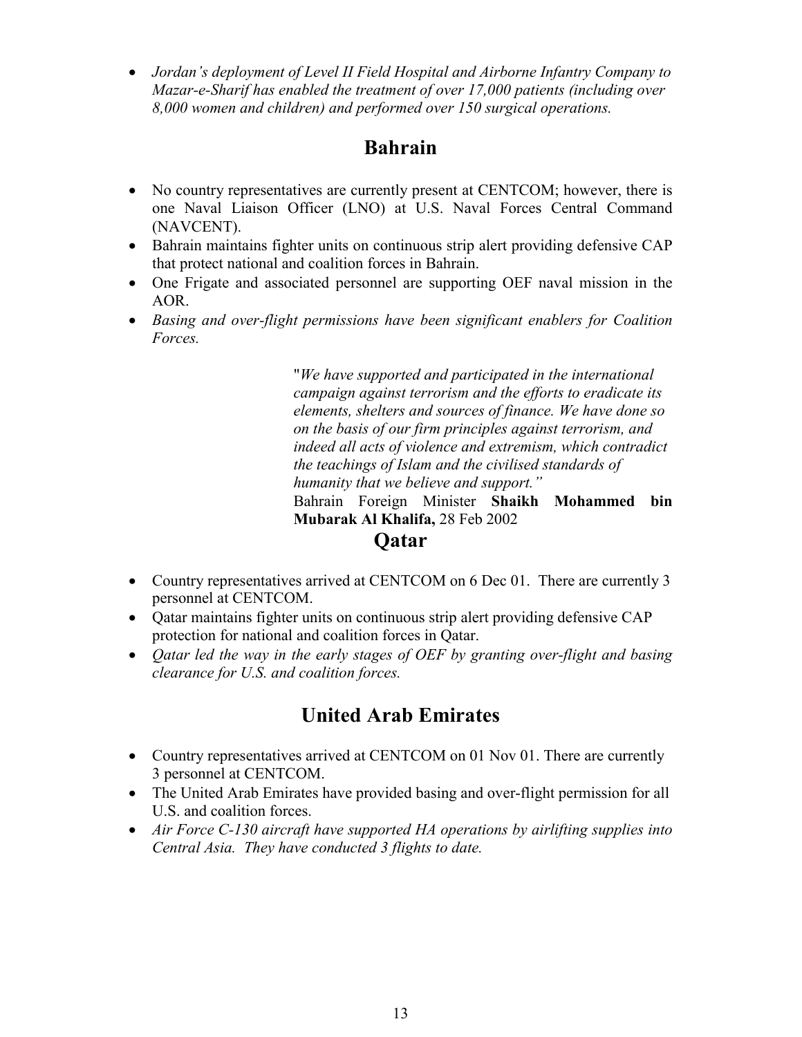- *Jordan's deployment of Level II Field Hospital and Airborne Infantry Company to Mazar-e-Sharif has enabled the treatment of over 17,000 patients (including over 8,000 women and children) and performed over 150 surgical operations.*

## Bahrain

- No country representatives are currently present at CENTCOM; however, there is one Naval Liaison Officer (LNO) at U.S. Naval Forces Central Command (NAVCENT).
- Bahrain maintains fighter units on continuous strip alert providing defensive CAP that protect national and coalition forces in Bahrain.
- One Frigate and associated personnel are supporting OEF naval mission in the AOR.
- *Basing and over-flight permissions have been significant enablers for Coalition Forces.*

> "*We have supported and participated in the international campaign against terrorism and the efforts to eradicate its elements, shelters and sources of finance. We have done so on the basis of our firm principles against terrorism, and indeed all acts of violence and extremism, which contradict the teachings of Islam and the civilised standards of humanity that we believe and support.*"
> Bahrain Foreign Minister **Shaikh Mohammed bin Mubarak Al Khalifa,** 28 Feb 2002

## Qatar

- Country representatives arrived at CENTCOM on 6 Dec 01. There are currently 3 personnel at CENTCOM.
- Qatar maintains fighter units on continuous strip alert providing defensive CAP protection for national and coalition forces in Qatar.
- *Qatar led the way in the early stages of OEF by granting over-flight and basing clearance for U.S. and coalition forces.*

## United Arab Emirates

- Country representatives arrived at CENTCOM on 01 Nov 01. There are currently 3 personnel at CENTCOM.
- The United Arab Emirates have provided basing and over-flight permission for all U.S. and coalition forces.
- *Air Force C-130 aircraft have supported HA operations by airlifting supplies into Central Asia. They have conducted 3 flights to date.*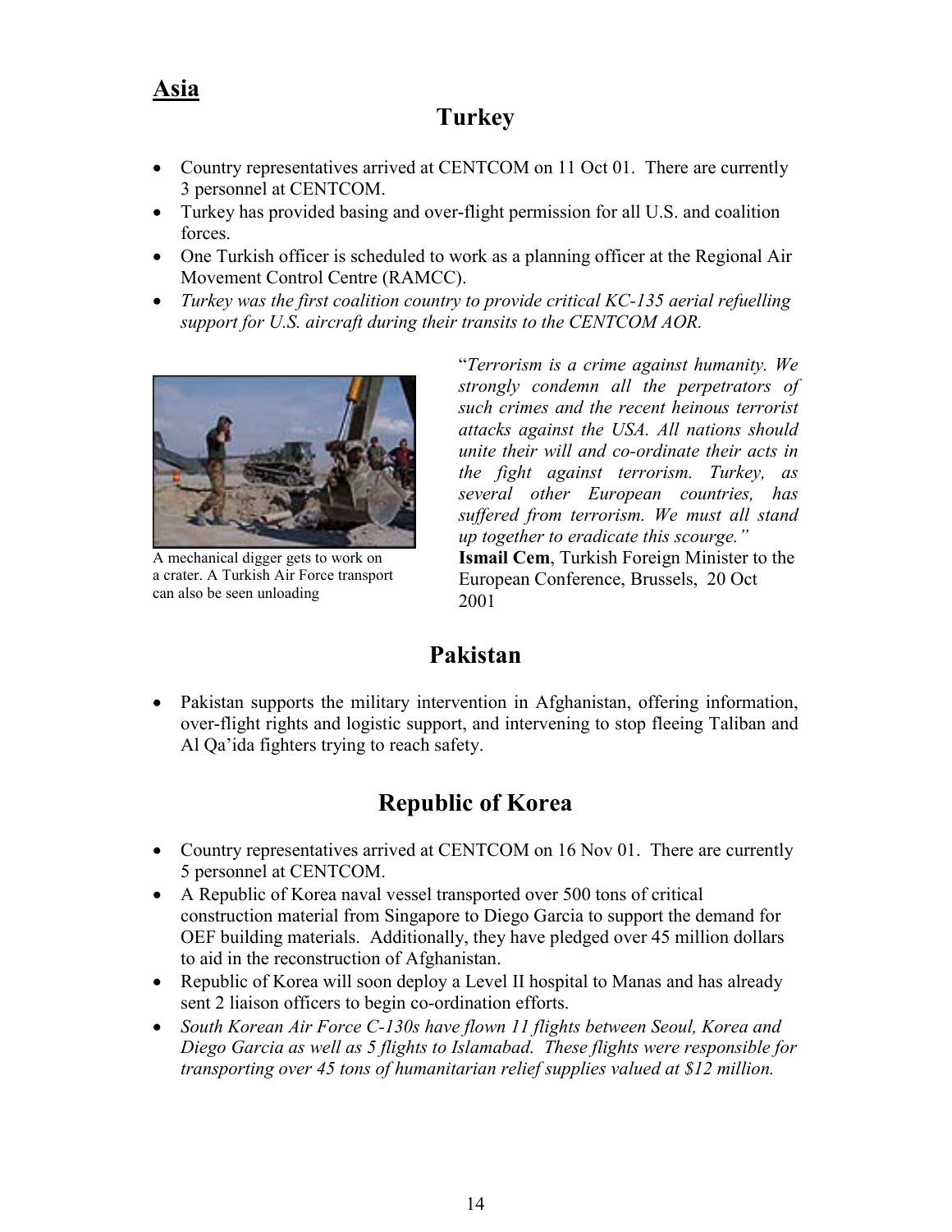## Asia

# Turkey

- Country representatives arrived at CENTCOM on 11 Oct 01. There are currently 3 personnel at CENTCOM.
- Turkey has provided basing and over-flight permission for all U.S. and coalition forces.
- One Turkish officer is scheduled to work as a planning officer at the Regional Air Movement Control Centre (RAMCC).
- *Turkey was the first coalition country to provide critical KC-135 aerial refuelling support for U.S. aircraft during their transits to the CENTCOM AOR.*

A mechanical digger gets to work on a crater. A Turkish Air Force transport can also be seen unloading

"*Terrorism is a crime against humanity. We strongly condemn all the perpetrators of such crimes and the recent heinous terrorist attacks against the USA. All nations should unite their will and co-ordinate their acts in the fight against terrorism. Turkey, as several other European countries, has suffered from terrorism. We must all stand up together to eradicate this scourge.*"
**Ismail Cem**, Turkish Foreign Minister to the European Conference, Brussels, 20 Oct 2001

# Pakistan

- Pakistan supports the military intervention in Afghanistan, offering information, over-flight rights and logistic support, and intervening to stop fleeing Taliban and Al Qa'ida fighters trying to reach safety.

# Republic of Korea

- Country representatives arrived at CENTCOM on 16 Nov 01. There are currently 5 personnel at CENTCOM.
- A Republic of Korea naval vessel transported over 500 tons of critical construction material from Singapore to Diego Garcia to support the demand for OEF building materials. Additionally, they have pledged over 45 million dollars to aid in the reconstruction of Afghanistan.
- Republic of Korea will soon deploy a Level II hospital to Manas and has already sent 2 liaison officers to begin co-ordination efforts.
- *South Korean Air Force C-130s have flown 11 flights between Seoul, Korea and Diego Garcia as well as 5 flights to Islamabad. These flights were responsible for transporting over 45 tons of humanitarian relief supplies valued at $12 million.*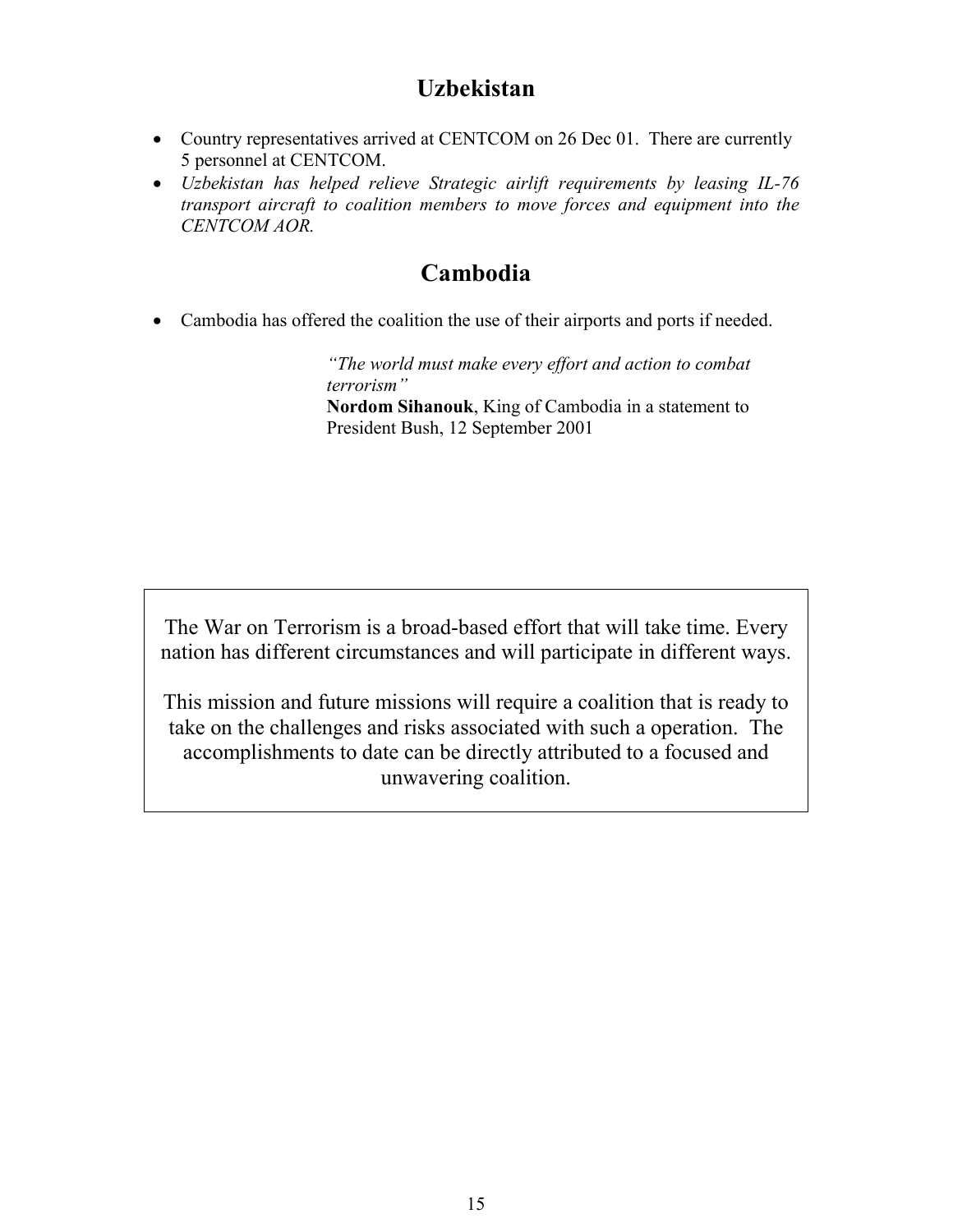## Uzbekistan

- Country representatives arrived at CENTCOM on 26 Dec 01. There are currently 5 personnel at CENTCOM.
- *Uzbekistan has helped relieve Strategic airlift requirements by leasing IL-76 transport aircraft to coalition members to move forces and equipment into the CENTCOM AOR.*

## Cambodia

- Cambodia has offered the coalition the use of their airports and ports if needed.

> *"The world must make every effort and action to combat terrorism"*
> **Nordom Sihanouk**, King of Cambodia in a statement to President Bush, 12 September 2001

> The War on Terrorism is a broad-based effort that will take time. Every nation has different circumstances and will participate in different ways.
>
> This mission and future missions will require a coalition that is ready to take on the challenges and risks associated with such a operation. The accomplishments to date can be directly attributed to a focused and unwavering coalition.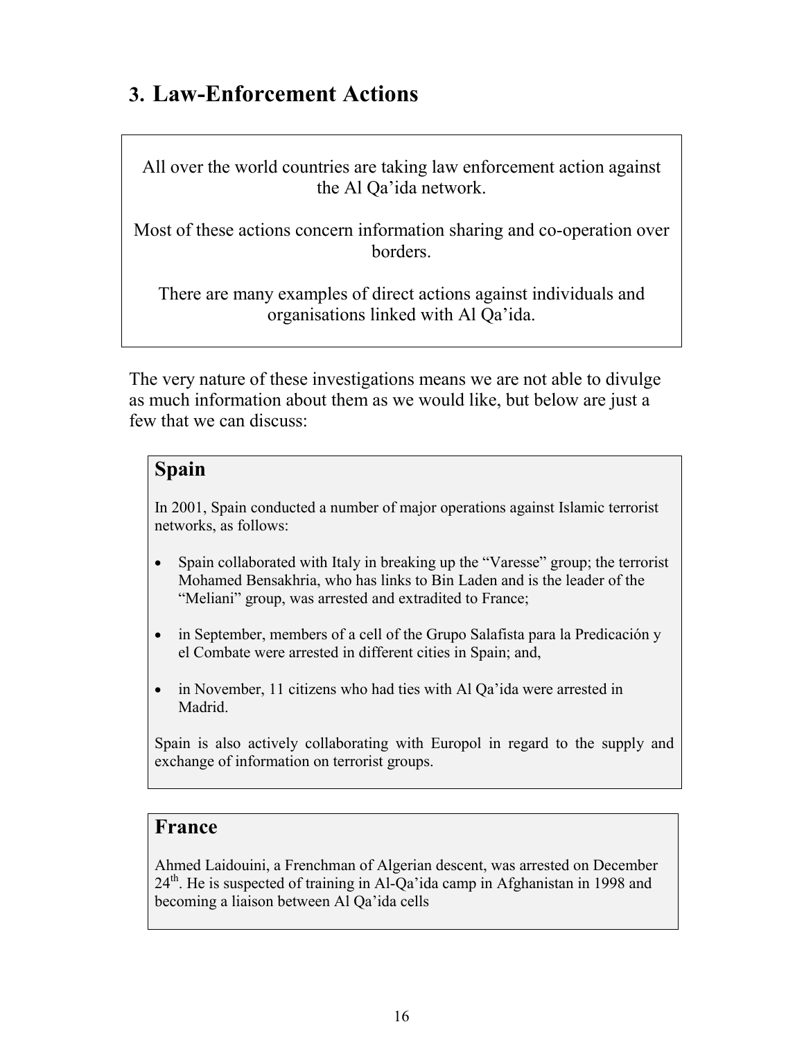## 3. Law-Enforcement Actions

All over the world countries are taking law enforcement action against the Al Qa'ida network.

Most of these actions concern information sharing and co-operation over borders.

There are many examples of direct actions against individuals and organisations linked with Al Qa'ida.

The very nature of these investigations means we are not able to divulge as much information about them as we would like, but below are just a few that we can discuss:

### Spain

In 2001, Spain conducted a number of major operations against Islamic terrorist networks, as follows:

- Spain collaborated with Italy in breaking up the "Varesse" group; the terrorist Mohamed Bensakhria, who has links to Bin Laden and is the leader of the "Meliani" group, was arrested and extradited to France;
- in September, members of a cell of the Grupo Salafista para la Predicación y el Combate were arrested in different cities in Spain; and,
- in November, 11 citizens who had ties with Al Qa'ida were arrested in Madrid.

Spain is also actively collaborating with Europol in regard to the supply and exchange of information on terrorist groups.

### France

Ahmed Laidouini, a Frenchman of Algerian descent, was arrested on December 24th. He is suspected of training in Al-Qa'ida camp in Afghanistan in 1998 and becoming a liaison between Al Qa'ida cells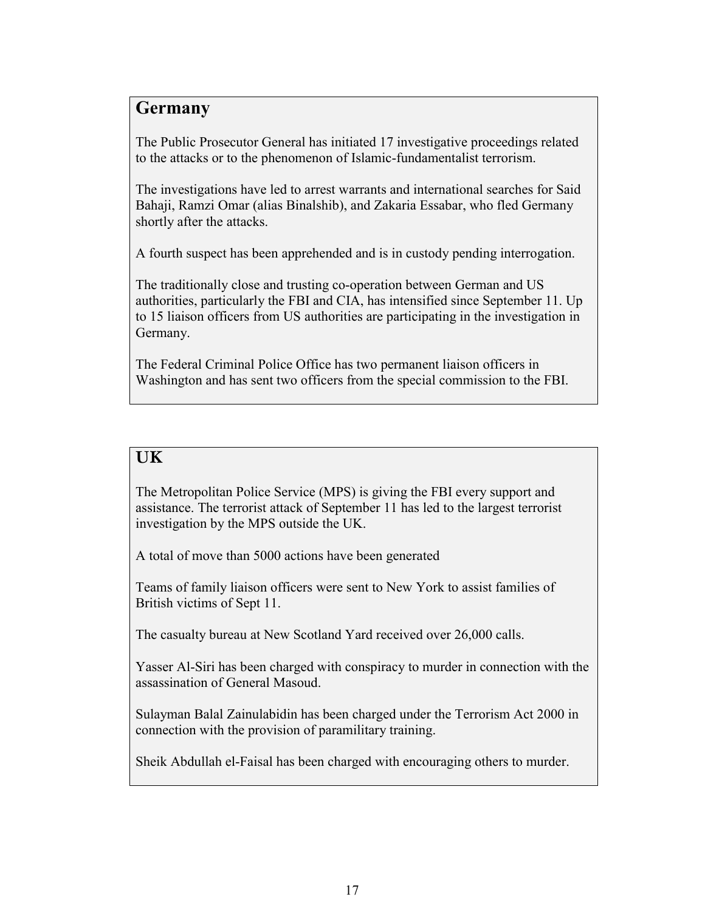## Germany

The Public Prosecutor General has initiated 17 investigative proceedings related to the attacks or to the phenomenon of Islamic-fundamentalist terrorism.

The investigations have led to arrest warrants and international searches for Said Bahaji, Ramzi Omar (alias Binalshib), and Zakaria Essabar, who fled Germany shortly after the attacks.

A fourth suspect has been apprehended and is in custody pending interrogation.

The traditionally close and trusting co-operation between German and US authorities, particularly the FBI and CIA, has intensified since September 11. Up to 15 liaison officers from US authorities are participating in the investigation in Germany.

The Federal Criminal Police Office has two permanent liaison officers in Washington and has sent two officers from the special commission to the FBI.

## UK

The Metropolitan Police Service (MPS) is giving the FBI every support and assistance. The terrorist attack of September 11 has led to the largest terrorist investigation by the MPS outside the UK.

A total of move than 5000 actions have been generated

Teams of family liaison officers were sent to New York to assist families of British victims of Sept 11.

The casualty bureau at New Scotland Yard received over 26,000 calls.

Yasser Al-Siri has been charged with conspiracy to murder in connection with the assassination of General Masoud.

Sulayman Balal Zainulabidin has been charged under the Terrorism Act 2000 in connection with the provision of paramilitary training.

Sheik Abdullah el-Faisal has been charged with encouraging others to murder.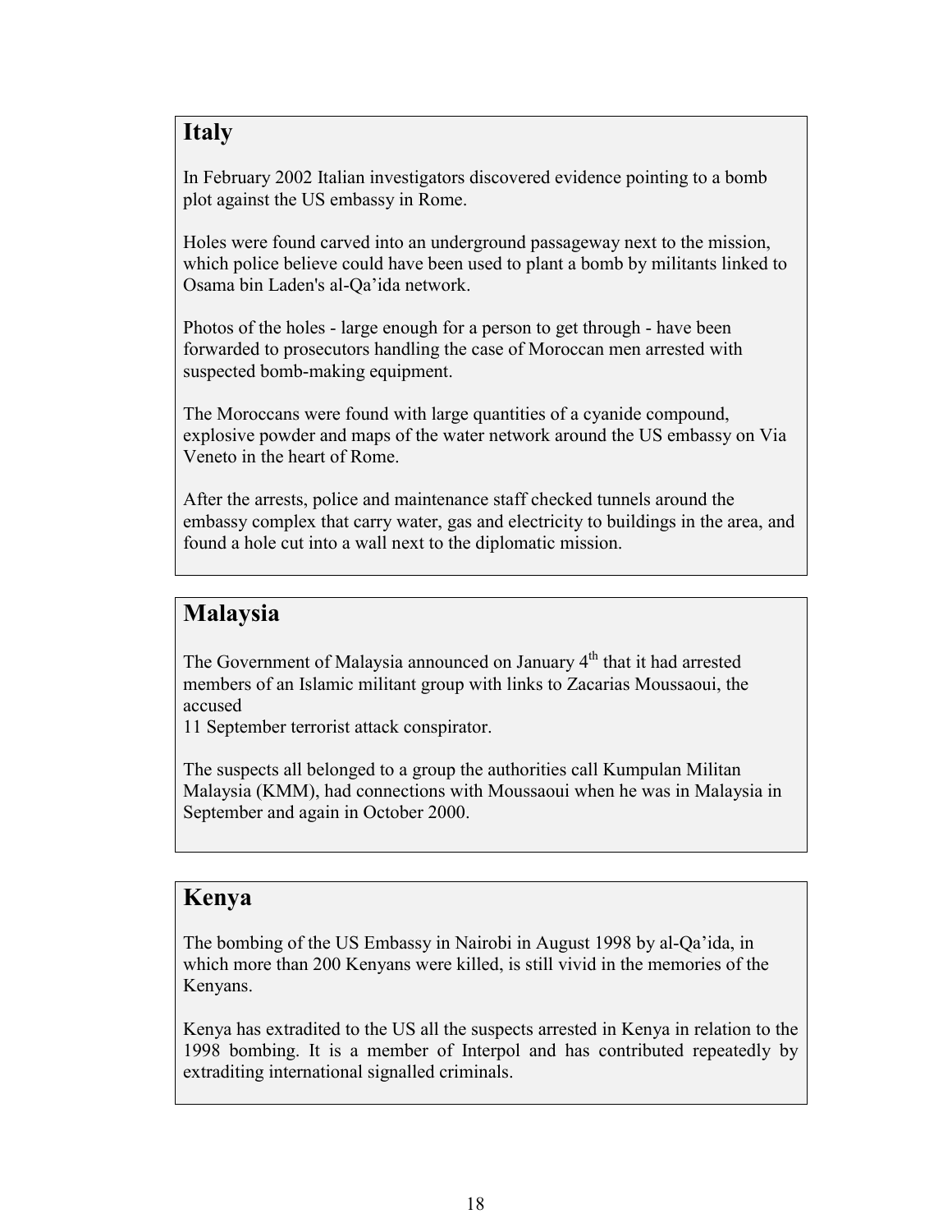## Italy

In February 2002 Italian investigators discovered evidence pointing to a bomb plot against the US embassy in Rome.

Holes were found carved into an underground passageway next to the mission, which police believe could have been used to plant a bomb by militants linked to Osama bin Laden's al-Qa'ida network.

Photos of the holes - large enough for a person to get through - have been forwarded to prosecutors handling the case of Moroccan men arrested with suspected bomb-making equipment.

The Moroccans were found with large quantities of a cyanide compound, explosive powder and maps of the water network around the US embassy on Via Veneto in the heart of Rome.

After the arrests, police and maintenance staff checked tunnels around the embassy complex that carry water, gas and electricity to buildings in the area, and found a hole cut into a wall next to the diplomatic mission.

## Malaysia

The Government of Malaysia announced on January 4th that it had arrested members of an Islamic militant group with links to Zacarias Moussaoui, the accused 11 September terrorist attack conspirator.

The suspects all belonged to a group the authorities call Kumpulan Militan Malaysia (KMM), had connections with Moussaoui when he was in Malaysia in September and again in October 2000.

## Kenya

The bombing of the US Embassy in Nairobi in August 1998 by al-Qa'ida, in which more than 200 Kenyans were killed, is still vivid in the memories of the Kenyans.

Kenya has extradited to the US all the suspects arrested in Kenya in relation to the 1998 bombing. It is a member of Interpol and has contributed repeatedly by extraditing international signalled criminals.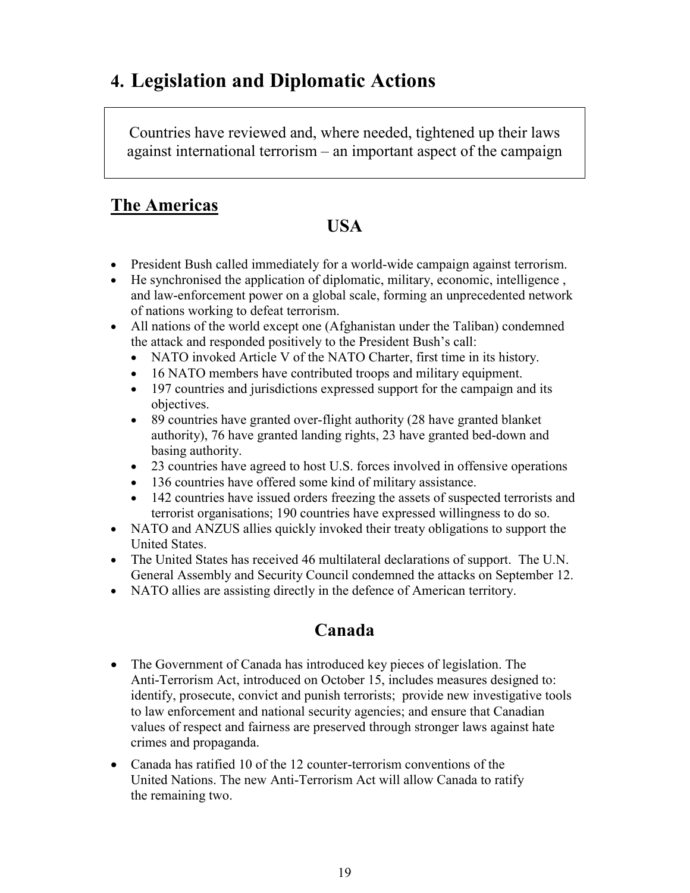# 4. Legislation and Diplomatic Actions

> Countries have reviewed and, where needed, tightened up their laws against international terrorism – an important aspect of the campaign

## The Americas

### USA

- President Bush called immediately for a world-wide campaign against terrorism.
- He synchronised the application of diplomatic, military, economic, intelligence , and law-enforcement power on a global scale, forming an unprecedented network of nations working to defeat terrorism.
- All nations of the world except one (Afghanistan under the Taliban) condemned the attack and responded positively to the President Bush's call:
  - NATO invoked Article V of the NATO Charter, first time in its history.
  - 16 NATO members have contributed troops and military equipment.
  - 197 countries and jurisdictions expressed support for the campaign and its objectives.
  - 89 countries have granted over-flight authority (28 have granted blanket authority), 76 have granted landing rights, 23 have granted bed-down and basing authority.
  - 23 countries have agreed to host U.S. forces involved in offensive operations
  - 136 countries have offered some kind of military assistance.
  - 142 countries have issued orders freezing the assets of suspected terrorists and terrorist organisations; 190 countries have expressed willingness to do so.
- NATO and ANZUS allies quickly invoked their treaty obligations to support the United States.
- The United States has received 46 multilateral declarations of support. The U.N. General Assembly and Security Council condemned the attacks on September 12.
- NATO allies are assisting directly in the defence of American territory.

### Canada

- The Government of Canada has introduced key pieces of legislation. The Anti-Terrorism Act, introduced on October 15, includes measures designed to: identify, prosecute, convict and punish terrorists; provide new investigative tools to law enforcement and national security agencies; and ensure that Canadian values of respect and fairness are preserved through stronger laws against hate crimes and propaganda.
- Canada has ratified 10 of the 12 counter-terrorism conventions of the United Nations. The new Anti-Terrorism Act will allow Canada to ratify the remaining two.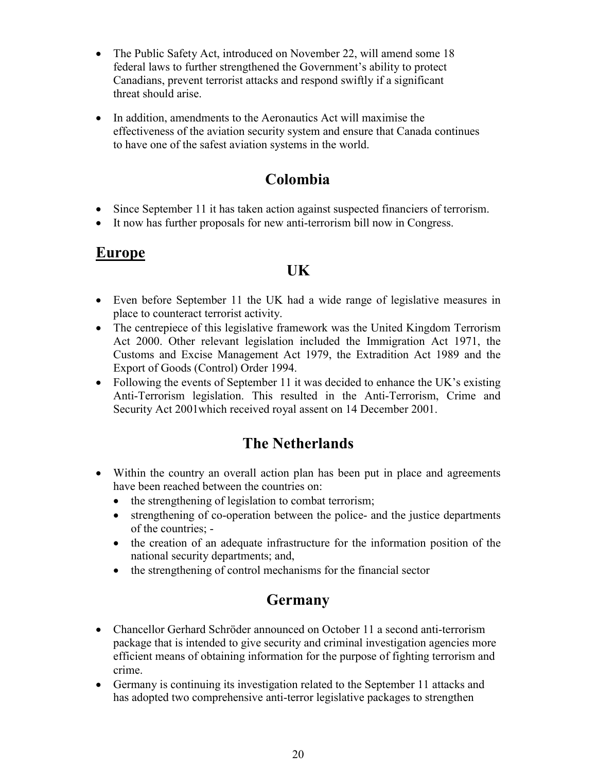- The Public Safety Act, introduced on November 22, will amend some 18 federal laws to further strengthened the Government's ability to protect Canadians, prevent terrorist attacks and respond swiftly if a significant threat should arise.
- In addition, amendments to the Aeronautics Act will maximise the effectiveness of the aviation security system and ensure that Canada continues to have one of the safest aviation systems in the world.

## Colombia

- Since September 11 it has taken action against suspected financiers of terrorism.
- It now has further proposals for new anti-terrorism bill now in Congress.

# Europe

## UK

- Even before September 11 the UK had a wide range of legislative measures in place to counteract terrorist activity.
- The centrepiece of this legislative framework was the United Kingdom Terrorism Act 2000. Other relevant legislation included the Immigration Act 1971, the Customs and Excise Management Act 1979, the Extradition Act 1989 and the Export of Goods (Control) Order 1994.
- Following the events of September 11 it was decided to enhance the UK's existing Anti-Terrorism legislation. This resulted in the Anti-Terrorism, Crime and Security Act 2001which received royal assent on 14 December 2001.

## The Netherlands

- Within the country an overall action plan has been put in place and agreements have been reached between the countries on:
  - the strengthening of legislation to combat terrorism;
  - strengthening of co-operation between the police- and the justice departments of the countries; -
  - the creation of an adequate infrastructure for the information position of the national security departments; and,
  - the strengthening of control mechanisms for the financial sector

## Germany

- Chancellor Gerhard Schröder announced on October 11 a second anti-terrorism package that is intended to give security and criminal investigation agencies more efficient means of obtaining information for the purpose of fighting terrorism and crime.
- Germany is continuing its investigation related to the September 11 attacks and has adopted two comprehensive anti-terror legislative packages to strengthen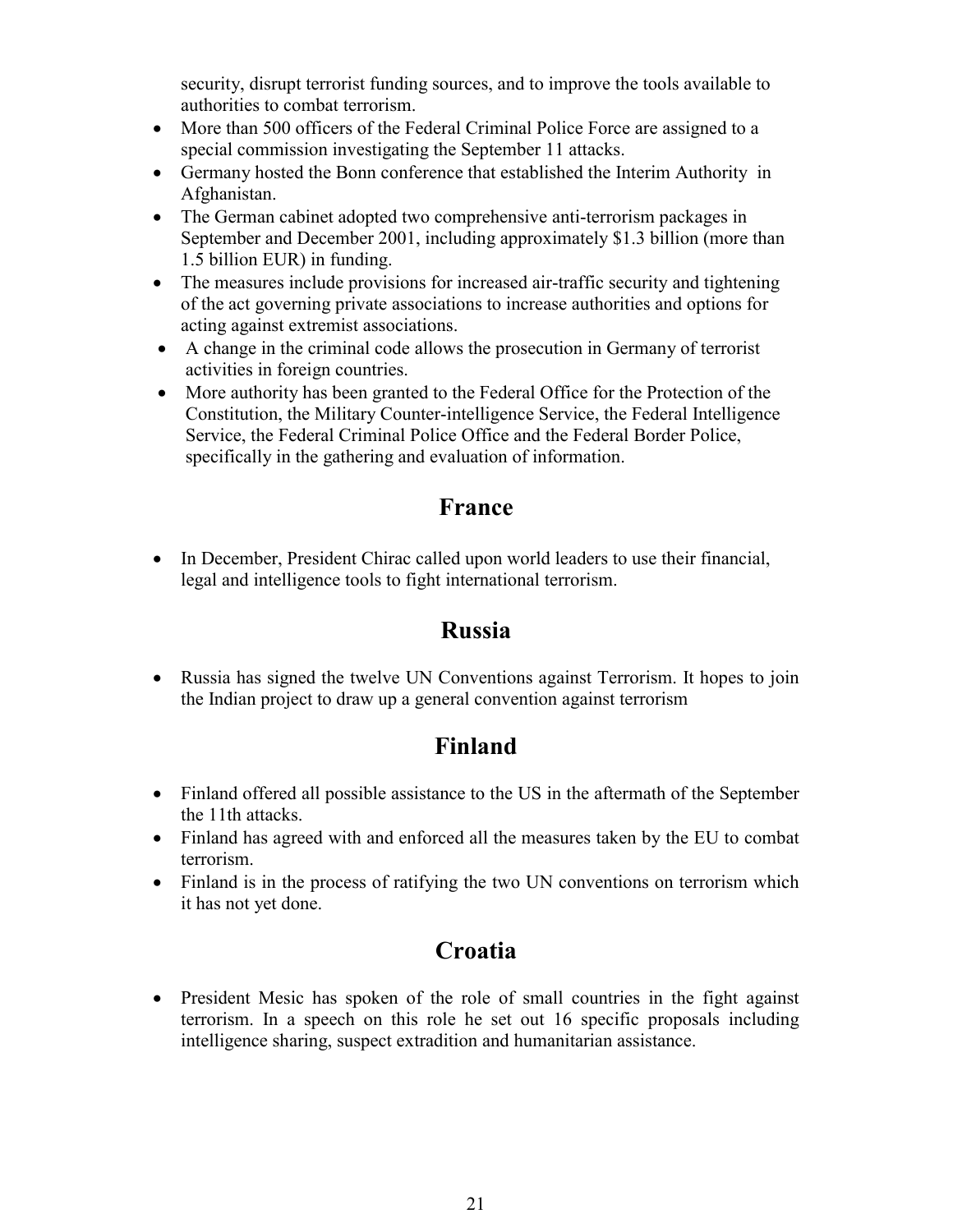security, disrupt terrorist funding sources, and to improve the tools available to authorities to combat terrorism.

- More than 500 officers of the Federal Criminal Police Force are assigned to a special commission investigating the September 11 attacks.
- Germany hosted the Bonn conference that established the Interim Authority in Afghanistan.
- The German cabinet adopted two comprehensive anti-terrorism packages in September and December 2001, including approximately $1.3 billion (more than 1.5 billion EUR) in funding.
- The measures include provisions for increased air-traffic security and tightening of the act governing private associations to increase authorities and options for acting against extremist associations.
- A change in the criminal code allows the prosecution in Germany of terrorist activities in foreign countries.
- More authority has been granted to the Federal Office for the Protection of the Constitution, the Military Counter-intelligence Service, the Federal Intelligence Service, the Federal Criminal Police Office and the Federal Border Police, specifically in the gathering and evaluation of information.

## France

- In December, President Chirac called upon world leaders to use their financial, legal and intelligence tools to fight international terrorism.

## Russia

- Russia has signed the twelve UN Conventions against Terrorism. It hopes to join the Indian project to draw up a general convention against terrorism

## Finland

- Finland offered all possible assistance to the US in the aftermath of the September the 11th attacks.
- Finland has agreed with and enforced all the measures taken by the EU to combat terrorism.
- Finland is in the process of ratifying the two UN conventions on terrorism which it has not yet done.

## Croatia

- President Mesic has spoken of the role of small countries in the fight against terrorism. In a speech on this role he set out 16 specific proposals including intelligence sharing, suspect extradition and humanitarian assistance.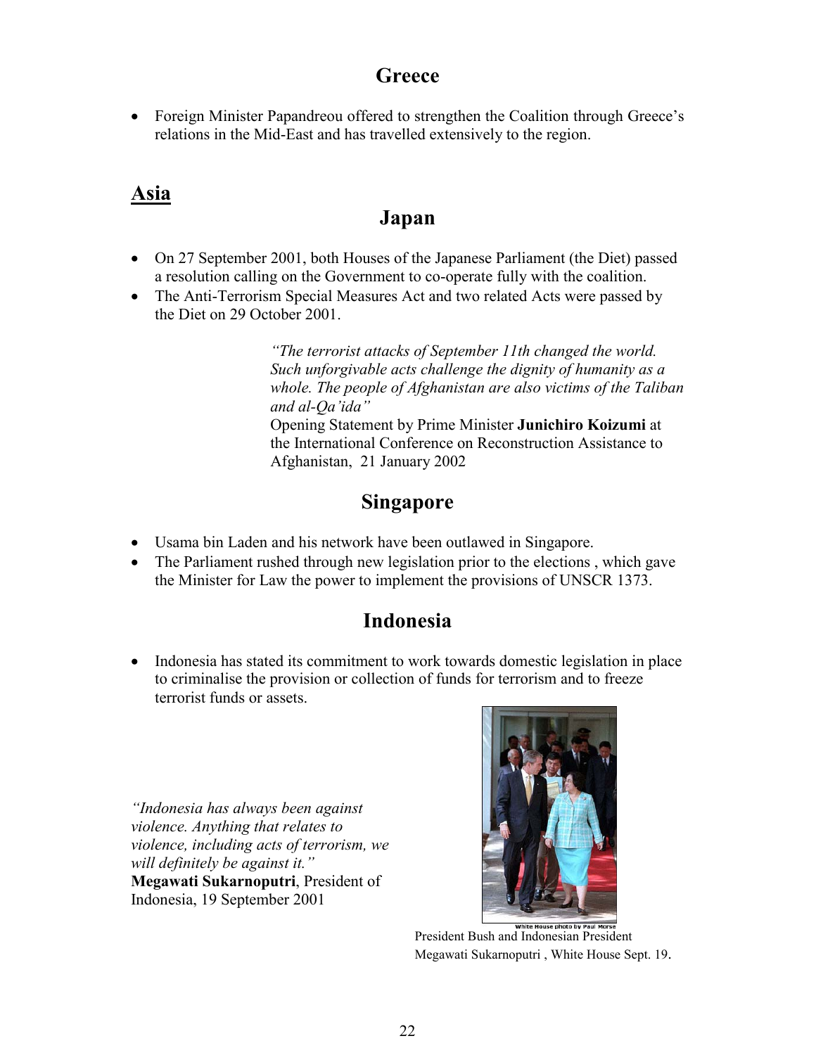## Greece

- Foreign Minister Papandreou offered to strengthen the Coalition through Greece's relations in the Mid-East and has travelled extensively to the region.

# Asia

## Japan

- On 27 September 2001, both Houses of the Japanese Parliament (the Diet) passed a resolution calling on the Government to co-operate fully with the coalition.
- The Anti-Terrorism Special Measures Act and two related Acts were passed by the Diet on 29 October 2001.

*"The terrorist attacks of September 11th changed the world. Such unforgivable acts challenge the dignity of humanity as a whole. The people of Afghanistan are also victims of the Taliban and al-Qa'ida"*
Opening Statement by Prime Minister **Junichiro Koizumi** at the International Conference on Reconstruction Assistance to Afghanistan, 21 January 2002

## Singapore

- Usama bin Laden and his network have been outlawed in Singapore.
- The Parliament rushed through new legislation prior to the elections , which gave the Minister for Law the power to implement the provisions of UNSCR 1373.

## Indonesia

- Indonesia has stated its commitment to work towards domestic legislation in place to criminalise the provision or collection of funds for terrorism and to freeze terrorist funds or assets.

*"Indonesia has always been against violence. Anything that relates to violence, including acts of terrorism, we will definitely be against it."*
**Megawati Sukarnoputri**, President of Indonesia, 19 September 2001

White House photo by Paul Morse

President Bush and Indonesian President Megawati Sukarnoputri , White House Sept. 19.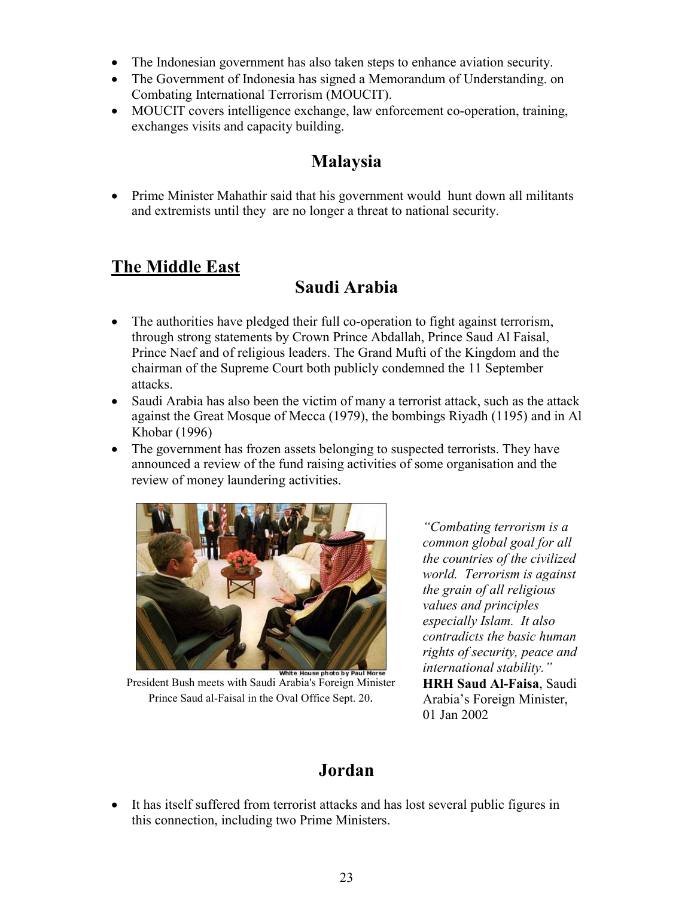- The Indonesian government has also taken steps to enhance aviation security.
- The Government of Indonesia has signed a Memorandum of Understanding. on Combating International Terrorism (MOUCIT).
- MOUCIT covers intelligence exchange, law enforcement co-operation, training, exchanges visits and capacity building.

## Malaysia

- Prime Minister Mahathir said that his government would hunt down all militants and extremists until they are no longer a threat to national security.

# The Middle East

## Saudi Arabia

- The authorities have pledged their full co-operation to fight against terrorism, through strong statements by Crown Prince Abdallah, Prince Saud Al Faisal, Prince Naef and of religious leaders. The Grand Mufti of the Kingdom and the chairman of the Supreme Court both publicly condemned the 11 September attacks.
- Saudi Arabia has also been the victim of many a terrorist attack, such as the attack against the Great Mosque of Mecca (1979), the bombings Riyadh (1195) and in Al Khobar (1996)
- The government has frozen assets belonging to suspected terrorists. They have announced a review of the fund raising activities of some organisation and the review of money laundering activities.

White House photo by Paul Morse

President Bush meets with Saudi Arabia's Foreign Minister Prince Saud al-Faisal in the Oval Office Sept. 20.

*"Combating terrorism is a common global goal for all the countries of the civilized world. Terrorism is against the grain of all religious values and principles especially Islam. It also contradicts the basic human rights of security, peace and international stability."*
**HRH Saud Al-Faisa**, Saudi Arabia's Foreign Minister, 01 Jan 2002

## Jordan

- It has itself suffered from terrorist attacks and has lost several public figures in this connection, including two Prime Ministers.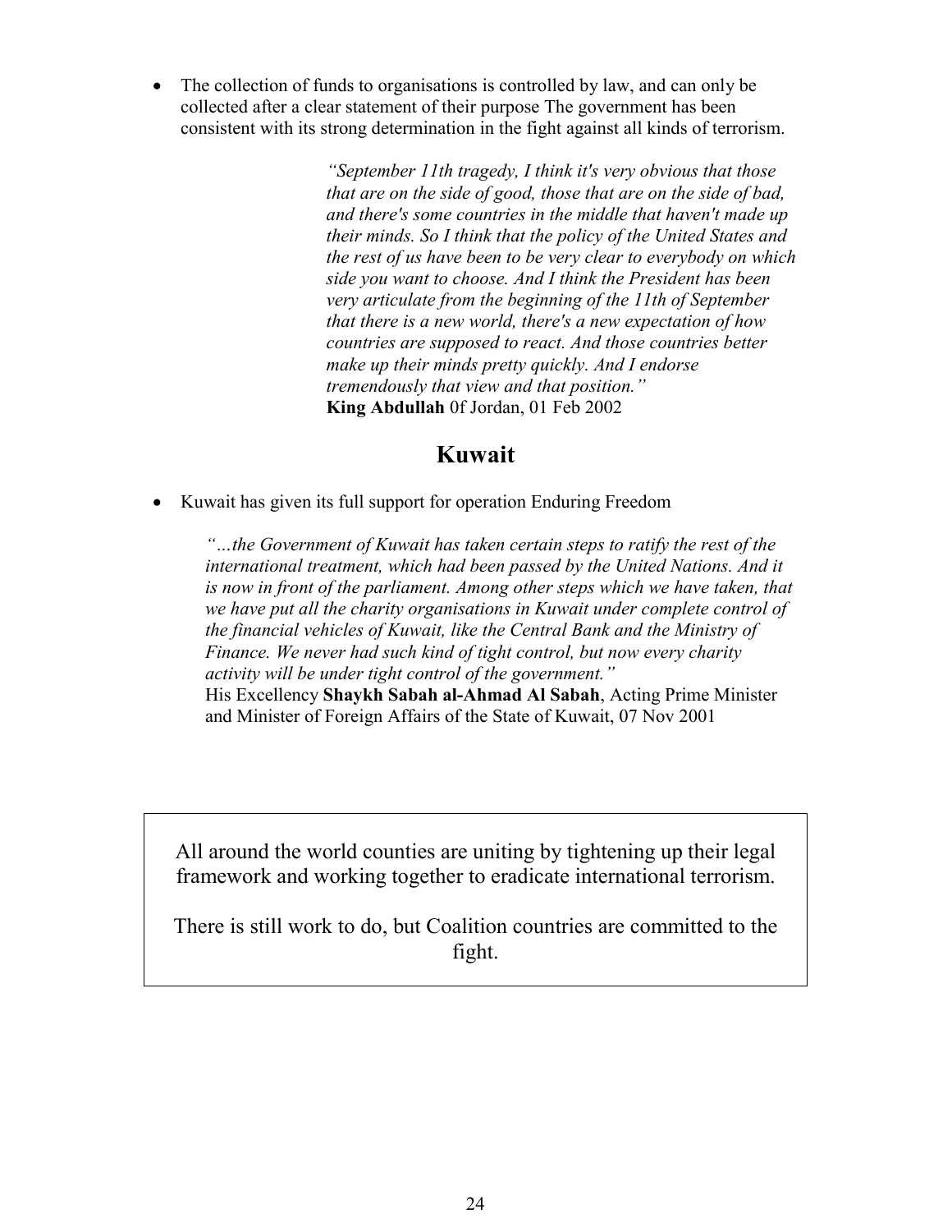- The collection of funds to organisations is controlled by law, and can only be collected after a clear statement of their purpose The government has been consistent with its strong determination in the fight against all kinds of terrorism.

> *"September 11th tragedy, I think it's very obvious that those that are on the side of good, those that are on the side of bad, and there's some countries in the middle that haven't made up their minds. So I think that the policy of the United States and the rest of us have been to be very clear to everybody on which side you want to choose. And I think the President has been very articulate from the beginning of the 11th of September that there is a new world, there's a new expectation of how countries are supposed to react. And those countries better make up their minds pretty quickly. And I endorse tremendously that view and that position."*
> **King Abdullah** 0f Jordan, 01 Feb 2002

## Kuwait

- Kuwait has given its full support for operation Enduring Freedom

> *"…the Government of Kuwait has taken certain steps to ratify the rest of the international treatment, which had been passed by the United Nations. And it is now in front of the parliament. Among other steps which we have taken, that we have put all the charity organisations in Kuwait under complete control of the financial vehicles of Kuwait, like the Central Bank and the Ministry of Finance. We never had such kind of tight control, but now every charity activity will be under tight control of the government."*
> His Excellency **Shaykh Sabah al-Ahmad Al Sabah**, Acting Prime Minister and Minister of Foreign Affairs of the State of Kuwait, 07 Nov 2001

All around the world counties are uniting by tightening up their legal framework and working together to eradicate international terrorism.

There is still work to do, but Coalition countries are committed to the fight.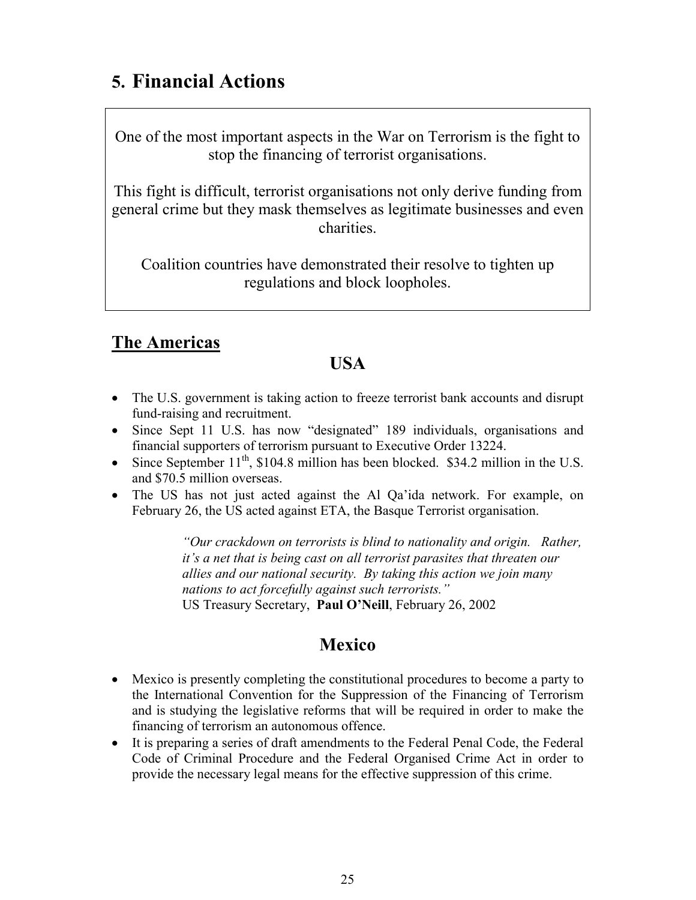# 5. Financial Actions

One of the most important aspects in the War on Terrorism is the fight to stop the financing of terrorist organisations.

This fight is difficult, terrorist organisations not only derive funding from general crime but they mask themselves as legitimate businesses and even charities.

Coalition countries have demonstrated their resolve to tighten up regulations and block loopholes.

## The Americas

### USA

- The U.S. government is taking action to freeze terrorist bank accounts and disrupt fund-raising and recruitment.
- Since Sept 11 U.S. has now "designated" 189 individuals, organisations and financial supporters of terrorism pursuant to Executive Order 13224.
- Since September 11th, $104.8 million has been blocked. $34.2 million in the U.S. and $70.5 million overseas.
- The US has not just acted against the Al Qa'ida network. For example, on February 26, the US acted against ETA, the Basque Terrorist organisation.

> *"Our crackdown on terrorists is blind to nationality and origin. Rather, it's a net that is being cast on all terrorist parasites that threaten our allies and our national security. By taking this action we join many nations to act forcefully against such terrorists."*
> US Treasury Secretary, **Paul O'Neill**, February 26, 2002

### Mexico

- Mexico is presently completing the constitutional procedures to become a party to the International Convention for the Suppression of the Financing of Terrorism and is studying the legislative reforms that will be required in order to make the financing of terrorism an autonomous offence.
- It is preparing a series of draft amendments to the Federal Penal Code, the Federal Code of Criminal Procedure and the Federal Organised Crime Act in order to provide the necessary legal means for the effective suppression of this crime.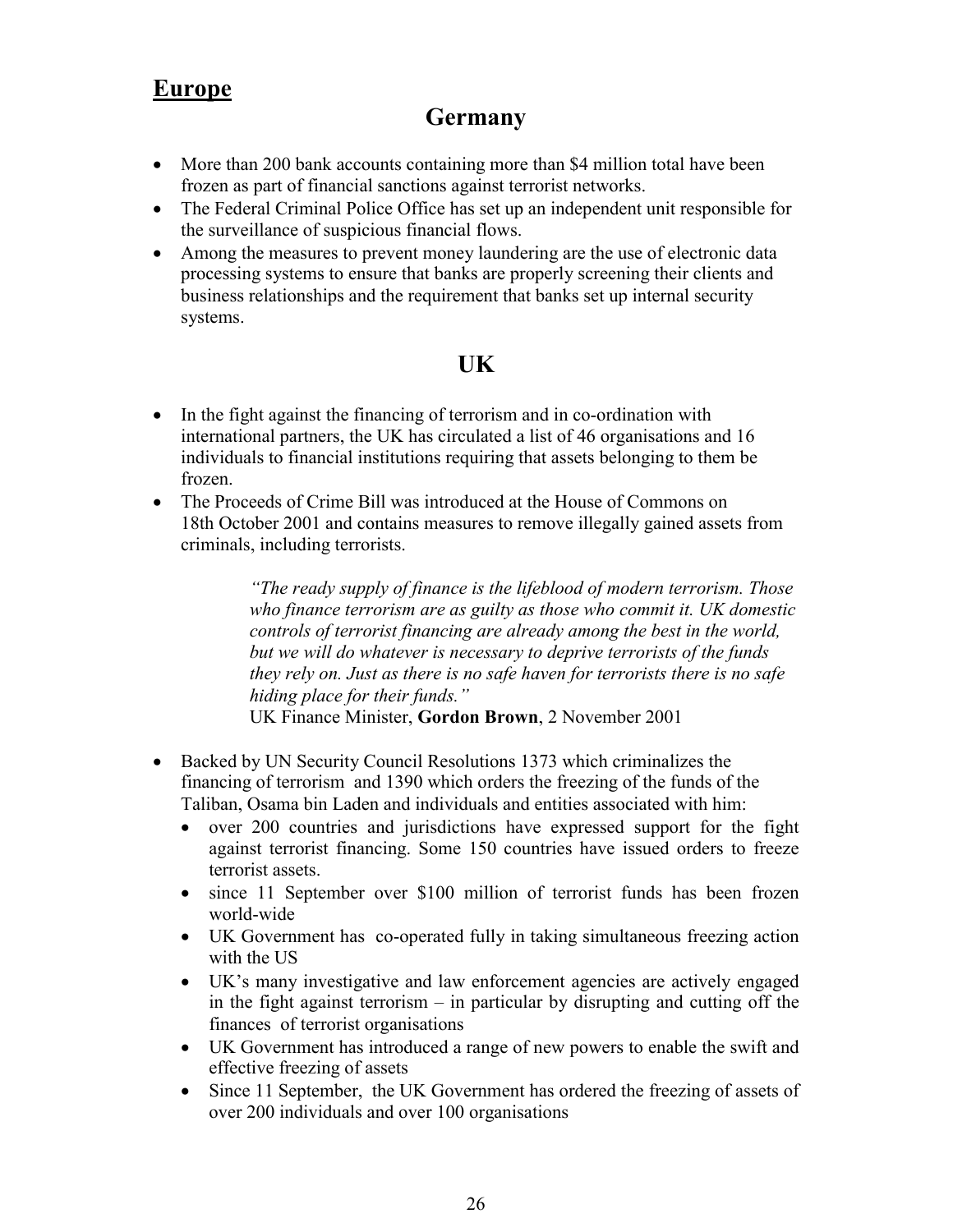## **Europe**

### Germany

- More than 200 bank accounts containing more than $4 million total have been frozen as part of financial sanctions against terrorist networks.
- The Federal Criminal Police Office has set up an independent unit responsible for the surveillance of suspicious financial flows.
- Among the measures to prevent money laundering are the use of electronic data processing systems to ensure that banks are properly screening their clients and business relationships and the requirement that banks set up internal security systems.

### UK

- In the fight against the financing of terrorism and in co-ordination with international partners, the UK has circulated a list of 46 organisations and 16 individuals to financial institutions requiring that assets belonging to them be frozen.
- The Proceeds of Crime Bill was introduced at the House of Commons on 18th October 2001 and contains measures to remove illegally gained assets from criminals, including terrorists.

> *"The ready supply of finance is the lifeblood of modern terrorism. Those who finance terrorism are as guilty as those who commit it. UK domestic controls of terrorist financing are already among the best in the world, but we will do whatever is necessary to deprive terrorists of the funds they rely on. Just as there is no safe haven for terrorists there is no safe hiding place for their funds."*
> UK Finance Minister, **Gordon Brown**, 2 November 2001

- Backed by UN Security Council Resolutions 1373 which criminalizes the financing of terrorism and 1390 which orders the freezing of the funds of the Taliban, Osama bin Laden and individuals and entities associated with him:
  - over 200 countries and jurisdictions have expressed support for the fight against terrorist financing. Some 150 countries have issued orders to freeze terrorist assets.
  - since 11 September over $100 million of terrorist funds has been frozen world-wide
  - UK Government has co-operated fully in taking simultaneous freezing action with the US
  - UK's many investigative and law enforcement agencies are actively engaged in the fight against terrorism – in particular by disrupting and cutting off the finances of terrorist organisations
  - UK Government has introduced a range of new powers to enable the swift and effective freezing of assets
  - Since 11 September, the UK Government has ordered the freezing of assets of over 200 individuals and over 100 organisations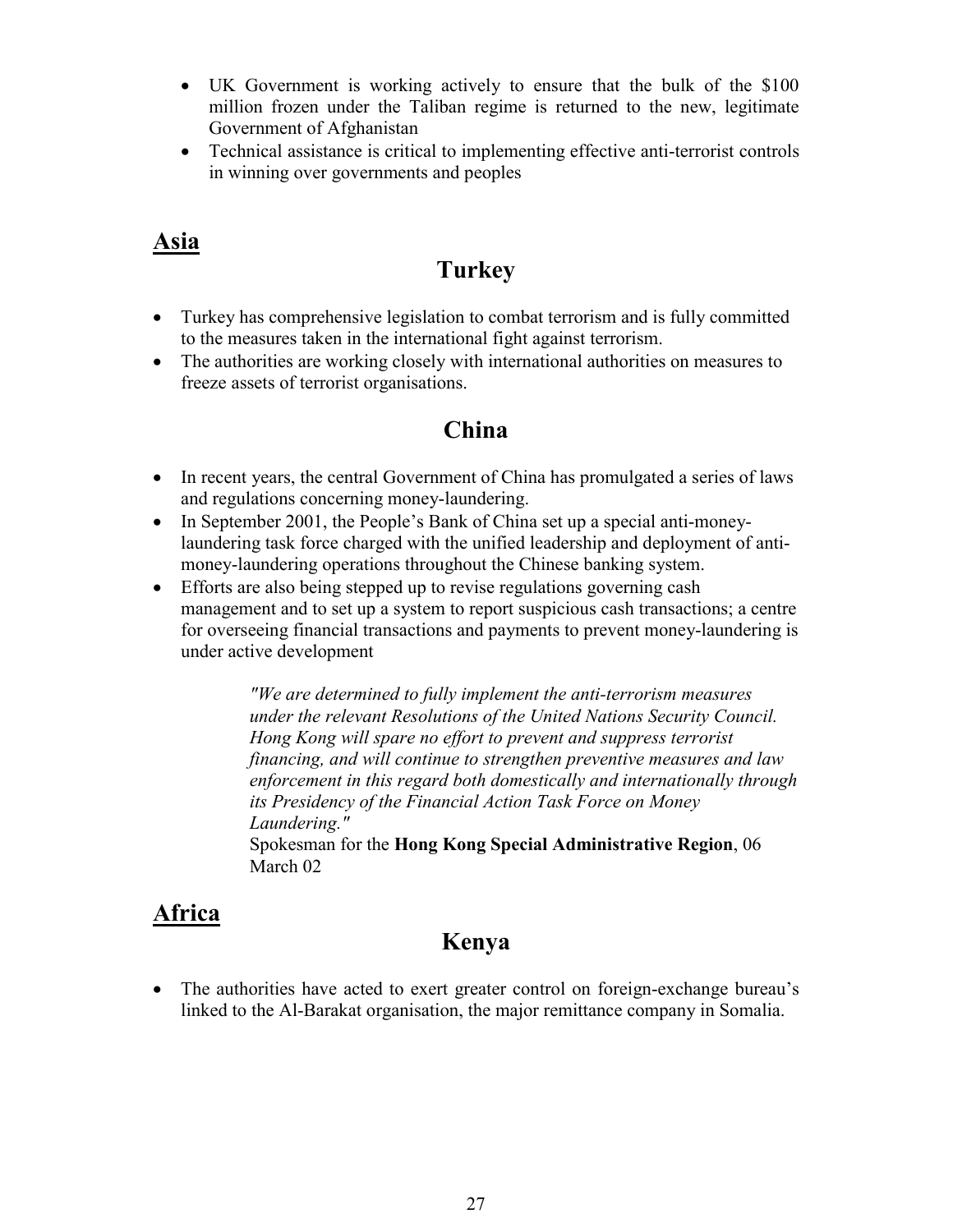- UK Government is working actively to ensure that the bulk of the $100 million frozen under the Taliban regime is returned to the new, legitimate Government of Afghanistan
- Technical assistance is critical to implementing effective anti-terrorist controls in winning over governments and peoples

## Asia

### Turkey

- Turkey has comprehensive legislation to combat terrorism and is fully committed to the measures taken in the international fight against terrorism.
- The authorities are working closely with international authorities on measures to freeze assets of terrorist organisations.

### China

- In recent years, the central Government of China has promulgated a series of laws and regulations concerning money-laundering.
- In September 2001, the People's Bank of China set up a special anti-money-laundering task force charged with the unified leadership and deployment of anti-money-laundering operations throughout the Chinese banking system.
- Efforts are also being stepped up to revise regulations governing cash management and to set up a system to report suspicious cash transactions; a centre for overseeing financial transactions and payments to prevent money-laundering is under active development

> *"We are determined to fully implement the anti-terrorism measures under the relevant Resolutions of the United Nations Security Council. Hong Kong will spare no effort to prevent and suppress terrorist financing, and will continue to strengthen preventive measures and law enforcement in this regard both domestically and internationally through its Presidency of the Financial Action Task Force on Money Laundering."*
>
> Spokesman for the **Hong Kong Special Administrative Region**, 06 March 02

## Africa

### Kenya

- The authorities have acted to exert greater control on foreign-exchange bureau's linked to the Al-Barakat organisation, the major remittance company in Somalia.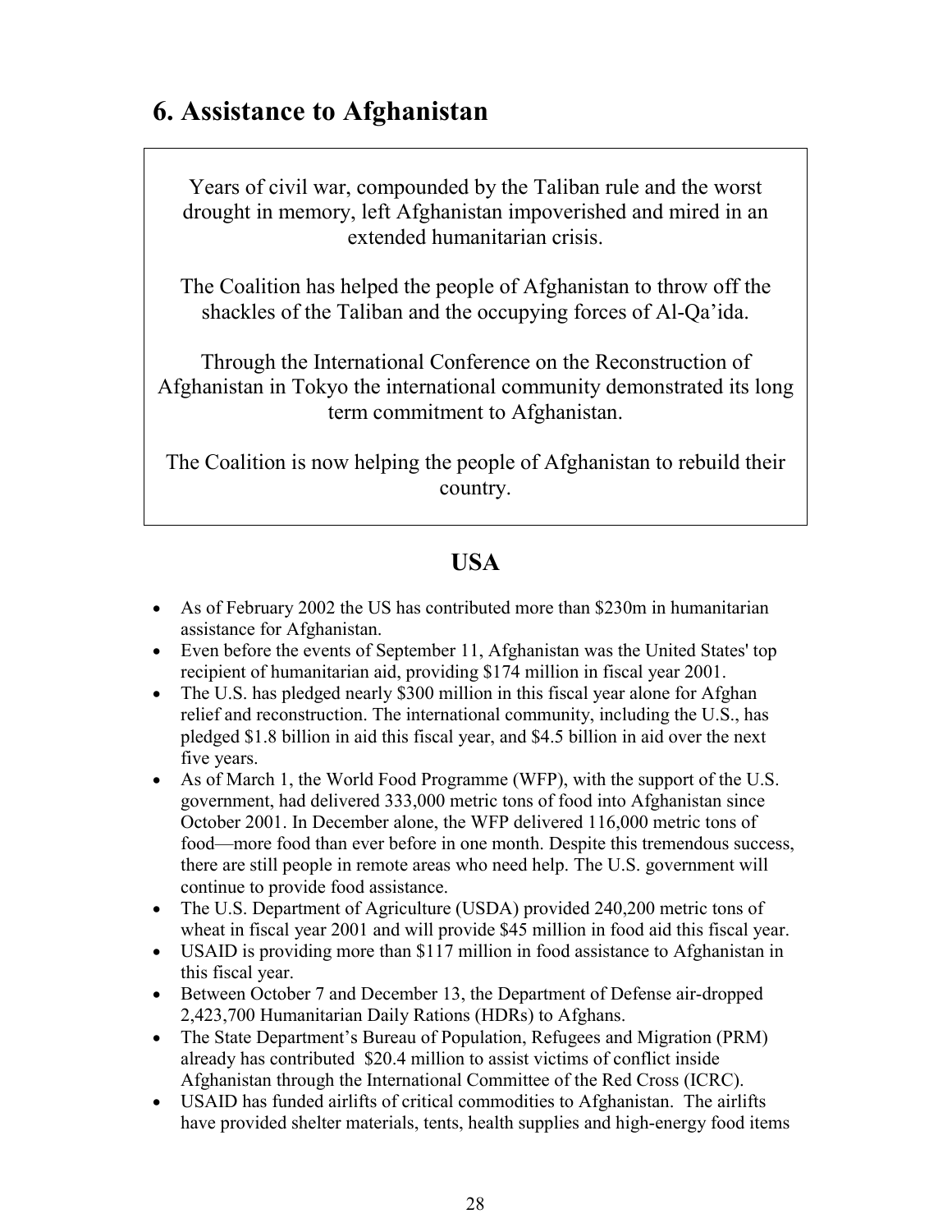# 6. Assistance to Afghanistan

Years of civil war, compounded by the Taliban rule and the worst drought in memory, left Afghanistan impoverished and mired in an extended humanitarian crisis.

The Coalition has helped the people of Afghanistan to throw off the shackles of the Taliban and the occupying forces of Al-Qa'ida.

Through the International Conference on the Reconstruction of Afghanistan in Tokyo the international community demonstrated its long term commitment to Afghanistan.

The Coalition is now helping the people of Afghanistan to rebuild their country.

## USA

- As of February 2002 the US has contributed more than $230m in humanitarian assistance for Afghanistan.
- Even before the events of September 11, Afghanistan was the United States' top recipient of humanitarian aid, providing $174 million in fiscal year 2001.
- The U.S. has pledged nearly $300 million in this fiscal year alone for Afghan relief and reconstruction. The international community, including the U.S., has pledged $1.8 billion in aid this fiscal year, and $4.5 billion in aid over the next five years.
- As of March 1, the World Food Programme (WFP), with the support of the U.S. government, had delivered 333,000 metric tons of food into Afghanistan since October 2001. In December alone, the WFP delivered 116,000 metric tons of food—more food than ever before in one month. Despite this tremendous success, there are still people in remote areas who need help. The U.S. government will continue to provide food assistance.
- The U.S. Department of Agriculture (USDA) provided 240,200 metric tons of wheat in fiscal year 2001 and will provide $45 million in food aid this fiscal year.
- USAID is providing more than $117 million in food assistance to Afghanistan in this fiscal year.
- Between October 7 and December 13, the Department of Defense air-dropped 2,423,700 Humanitarian Daily Rations (HDRs) to Afghans.
- The State Department's Bureau of Population, Refugees and Migration (PRM) already has contributed $20.4 million to assist victims of conflict inside Afghanistan through the International Committee of the Red Cross (ICRC).
- USAID has funded airlifts of critical commodities to Afghanistan. The airlifts have provided shelter materials, tents, health supplies and high-energy food items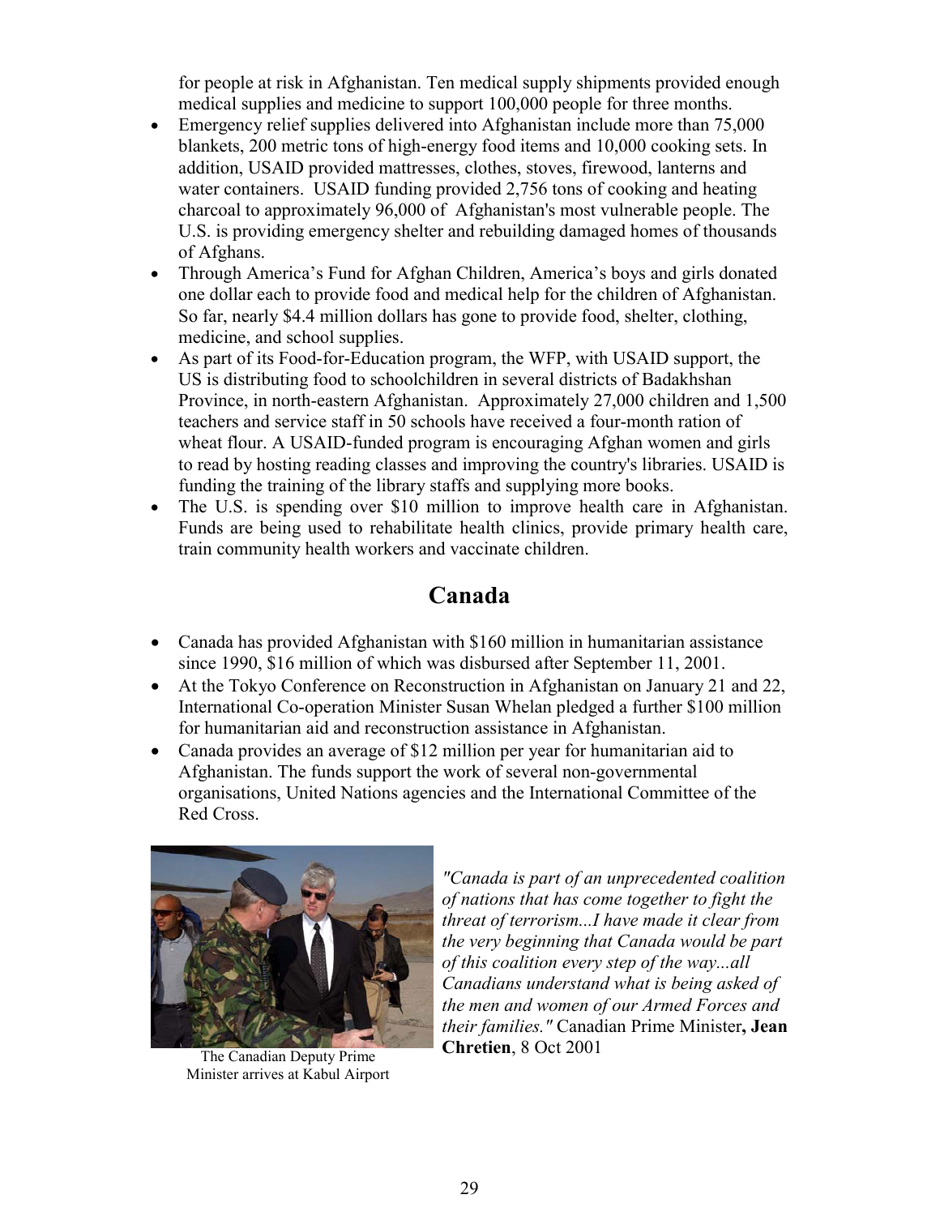for people at risk in Afghanistan. Ten medical supply shipments provided enough medical supplies and medicine to support 100,000 people for three months.

- Emergency relief supplies delivered into Afghanistan include more than 75,000 blankets, 200 metric tons of high-energy food items and 10,000 cooking sets. In addition, USAID provided mattresses, clothes, stoves, firewood, lanterns and water containers. USAID funding provided 2,756 tons of cooking and heating charcoal to approximately 96,000 of Afghanistan's most vulnerable people. The U.S. is providing emergency shelter and rebuilding damaged homes of thousands of Afghans.
- Through America's Fund for Afghan Children, America's boys and girls donated one dollar each to provide food and medical help for the children of Afghanistan. So far, nearly $4.4 million dollars has gone to provide food, shelter, clothing, medicine, and school supplies.
- As part of its Food-for-Education program, the WFP, with USAID support, the US is distributing food to schoolchildren in several districts of Badakhshan Province, in north-eastern Afghanistan. Approximately 27,000 children and 1,500 teachers and service staff in 50 schools have received a four-month ration of wheat flour. A USAID-funded program is encouraging Afghan women and girls to read by hosting reading classes and improving the country's libraries. USAID is funding the training of the library staffs and supplying more books.
- The U.S. is spending over $10 million to improve health care in Afghanistan. Funds are being used to rehabilitate health clinics, provide primary health care, train community health workers and vaccinate children.

## Canada

- Canada has provided Afghanistan with $160 million in humanitarian assistance since 1990, $16 million of which was disbursed after September 11, 2001.
- At the Tokyo Conference on Reconstruction in Afghanistan on January 21 and 22, International Co-operation Minister Susan Whelan pledged a further $100 million for humanitarian aid and reconstruction assistance in Afghanistan.
- Canada provides an average of $12 million per year for humanitarian aid to Afghanistan. The funds support the work of several non-governmental organisations, United Nations agencies and the International Committee of the Red Cross.

The Canadian Deputy Prime Minister arrives at Kabul Airport

*"Canada is part of an unprecedented coalition of nations that has come together to fight the threat of terrorism...I have made it clear from the very beginning that Canada would be part of this coalition every step of the way...all Canadians understand what is being asked of the men and women of our Armed Forces and their families."* Canadian Prime Minister**, Jean Chretien**, 8 Oct 2001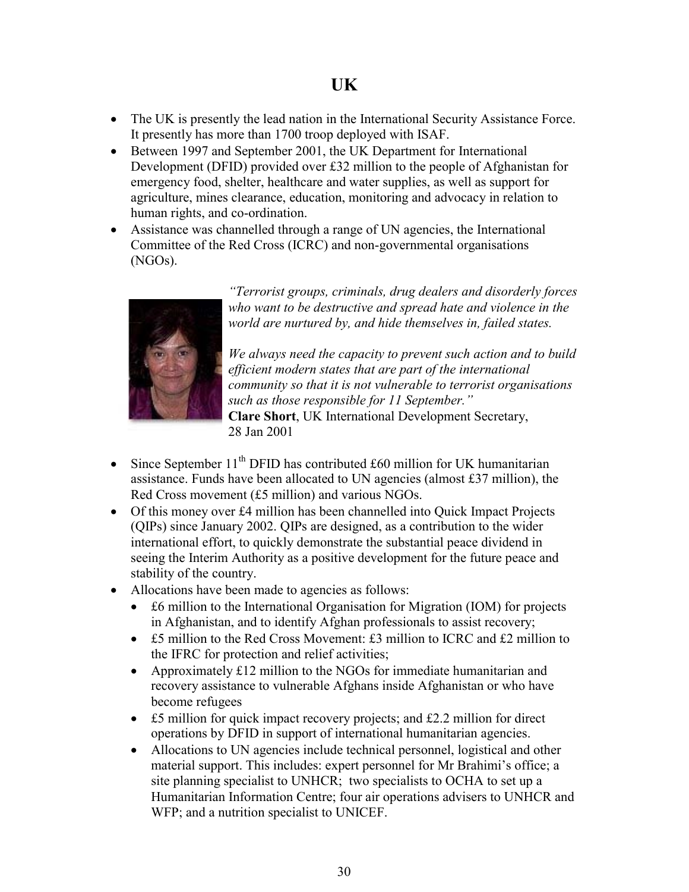# UK

- The UK is presently the lead nation in the International Security Assistance Force. It presently has more than 1700 troop deployed with ISAF.
- Between 1997 and September 2001, the UK Department for International Development (DFID) provided over £32 million to the people of Afghanistan for emergency food, shelter, healthcare and water supplies, as well as support for agriculture, mines clearance, education, monitoring and advocacy in relation to human rights, and co-ordination.
- Assistance was channelled through a range of UN agencies, the International Committee of the Red Cross (ICRC) and non-governmental organisations (NGOs).

*"Terrorist groups, criminals, drug dealers and disorderly forces who want to be destructive and spread hate and violence in the world are nurtured by, and hide themselves in, failed states.*

*We always need the capacity to prevent such action and to build efficient modern states that are part of the international community so that it is not vulnerable to terrorist organisations such as those responsible for 11 September."*
**Clare Short**, UK International Development Secretary, 28 Jan 2001

- Since September 11th DFID has contributed £60 million for UK humanitarian assistance. Funds have been allocated to UN agencies (almost £37 million), the Red Cross movement (£5 million) and various NGOs.
- Of this money over £4 million has been channelled into Quick Impact Projects (QIPs) since January 2002. QIPs are designed, as a contribution to the wider international effort, to quickly demonstrate the substantial peace dividend in seeing the Interim Authority as a positive development for the future peace and stability of the country.
- Allocations have been made to agencies as follows:
  - £6 million to the International Organisation for Migration (IOM) for projects in Afghanistan, and to identify Afghan professionals to assist recovery;
  - £5 million to the Red Cross Movement: £3 million to ICRC and £2 million to the IFRC for protection and relief activities;
  - Approximately £12 million to the NGOs for immediate humanitarian and recovery assistance to vulnerable Afghans inside Afghanistan or who have become refugees
  - £5 million for quick impact recovery projects; and £2.2 million for direct operations by DFID in support of international humanitarian agencies.
  - Allocations to UN agencies include technical personnel, logistical and other material support. This includes: expert personnel for Mr Brahimi's office; a site planning specialist to UNHCR; two specialists to OCHA to set up a Humanitarian Information Centre; four air operations advisers to UNHCR and WFP; and a nutrition specialist to UNICEF.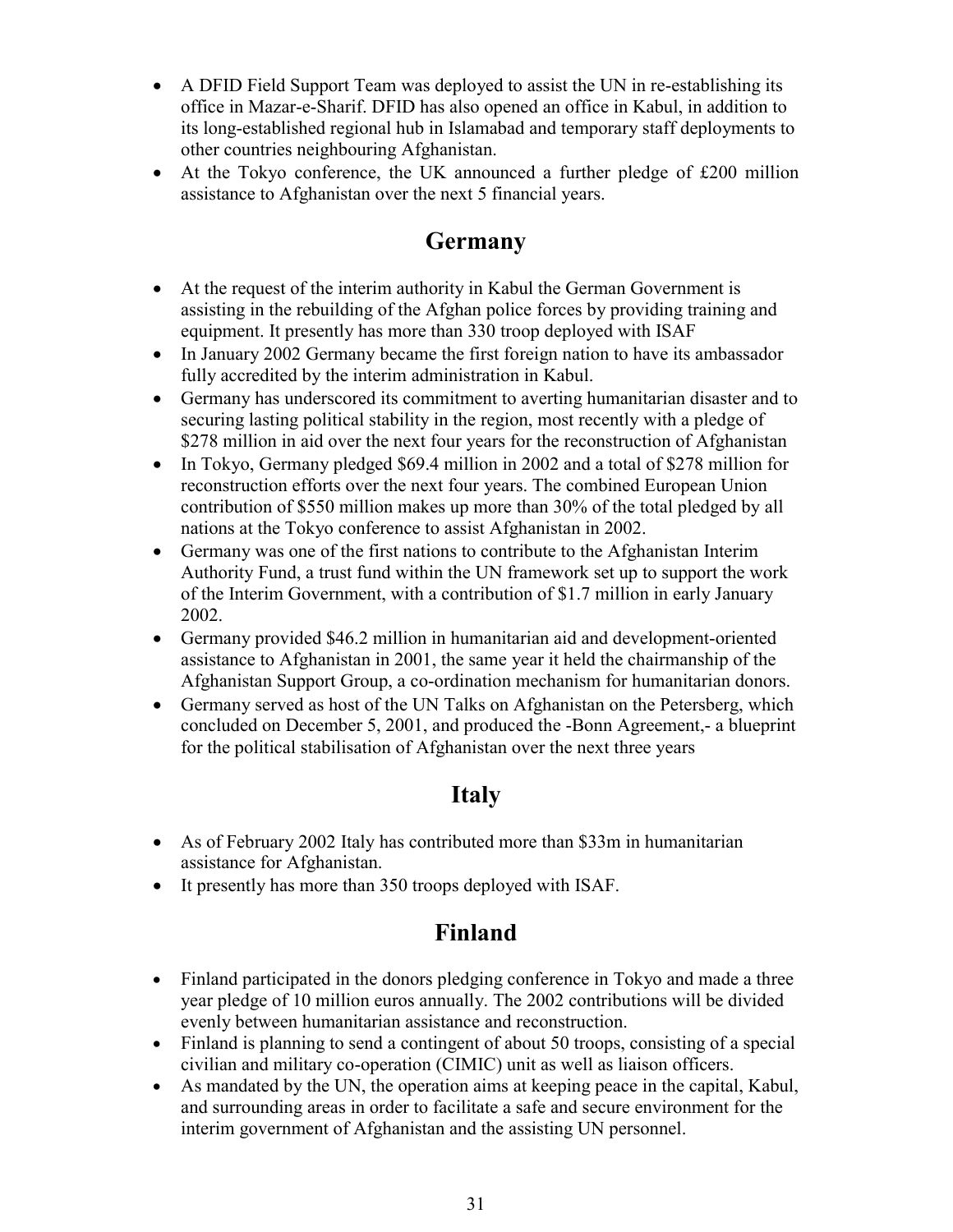- A DFID Field Support Team was deployed to assist the UN in re-establishing its office in Mazar-e-Sharif. DFID has also opened an office in Kabul, in addition to its long-established regional hub in Islamabad and temporary staff deployments to other countries neighbouring Afghanistan.
- At the Tokyo conference, the UK announced a further pledge of £200 million assistance to Afghanistan over the next 5 financial years.

## Germany

- At the request of the interim authority in Kabul the German Government is assisting in the rebuilding of the Afghan police forces by providing training and equipment. It presently has more than 330 troop deployed with ISAF
- In January 2002 Germany became the first foreign nation to have its ambassador fully accredited by the interim administration in Kabul.
- Germany has underscored its commitment to averting humanitarian disaster and to securing lasting political stability in the region, most recently with a pledge of $278 million in aid over the next four years for the reconstruction of Afghanistan
- In Tokyo, Germany pledged $69.4 million in 2002 and a total of $278 million for reconstruction efforts over the next four years. The combined European Union contribution of $550 million makes up more than 30% of the total pledged by all nations at the Tokyo conference to assist Afghanistan in 2002.
- Germany was one of the first nations to contribute to the Afghanistan Interim Authority Fund, a trust fund within the UN framework set up to support the work of the Interim Government, with a contribution of $1.7 million in early January 2002.
- Germany provided $46.2 million in humanitarian aid and development-oriented assistance to Afghanistan in 2001, the same year it held the chairmanship of the Afghanistan Support Group, a co-ordination mechanism for humanitarian donors.
- Germany served as host of the UN Talks on Afghanistan on the Petersberg, which concluded on December 5, 2001, and produced the -Bonn Agreement,- a blueprint for the political stabilisation of Afghanistan over the next three years

## Italy

- As of February 2002 Italy has contributed more than $33m in humanitarian assistance for Afghanistan.
- It presently has more than 350 troops deployed with ISAF.

## Finland

- Finland participated in the donors pledging conference in Tokyo and made a three year pledge of 10 million euros annually. The 2002 contributions will be divided evenly between humanitarian assistance and reconstruction.
- Finland is planning to send a contingent of about 50 troops, consisting of a special civilian and military co-operation (CIMIC) unit as well as liaison officers.
- As mandated by the UN, the operation aims at keeping peace in the capital, Kabul, and surrounding areas in order to facilitate a safe and secure environment for the interim government of Afghanistan and the assisting UN personnel.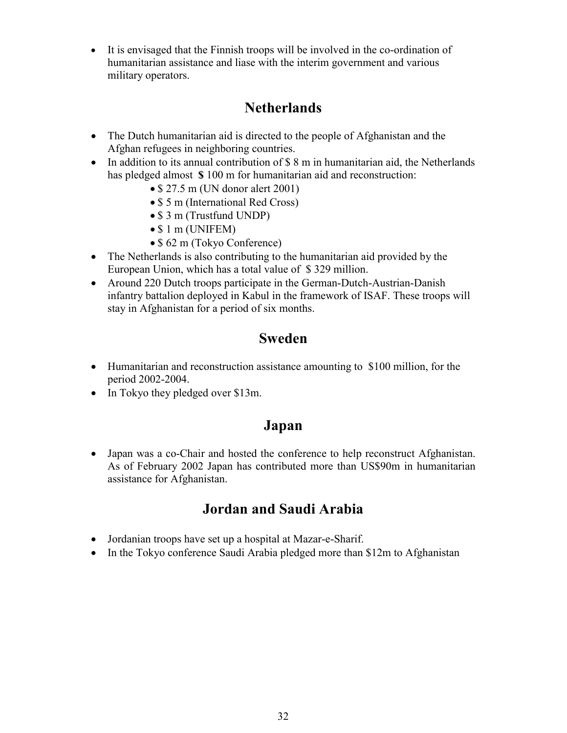- It is envisaged that the Finnish troops will be involved in the co-ordination of humanitarian assistance and liase with the interim government and various military operators.

## Netherlands

- The Dutch humanitarian aid is directed to the people of Afghanistan and the Afghan refugees in neighboring countries.
- In addition to its annual contribution of $ 8 m in humanitarian aid, the Netherlands has pledged almost **$** 100 m for humanitarian aid and reconstruction:
    - $ 27.5 m (UN donor alert 2001)
    - $ 5 m (International Red Cross)
    - $ 3 m (Trustfund UNDP)
    - $ 1 m (UNIFEM)
    - $ 62 m (Tokyo Conference)
- The Netherlands is also contributing to the humanitarian aid provided by the European Union, which has a total value of $ 329 million.
- Around 220 Dutch troops participate in the German-Dutch-Austrian-Danish infantry battalion deployed in Kabul in the framework of ISAF. These troops will stay in Afghanistan for a period of six months.

## Sweden

- Humanitarian and reconstruction assistance amounting to $100 million, for the period 2002-2004.
- In Tokyo they pledged over $13m.

## Japan

- Japan was a co-Chair and hosted the conference to help reconstruct Afghanistan. As of February 2002 Japan has contributed more than US$90m in humanitarian assistance for Afghanistan.

## Jordan and Saudi Arabia

- Jordanian troops have set up a hospital at Mazar-e-Sharif.
- In the Tokyo conference Saudi Arabia pledged more than $12m to Afghanistan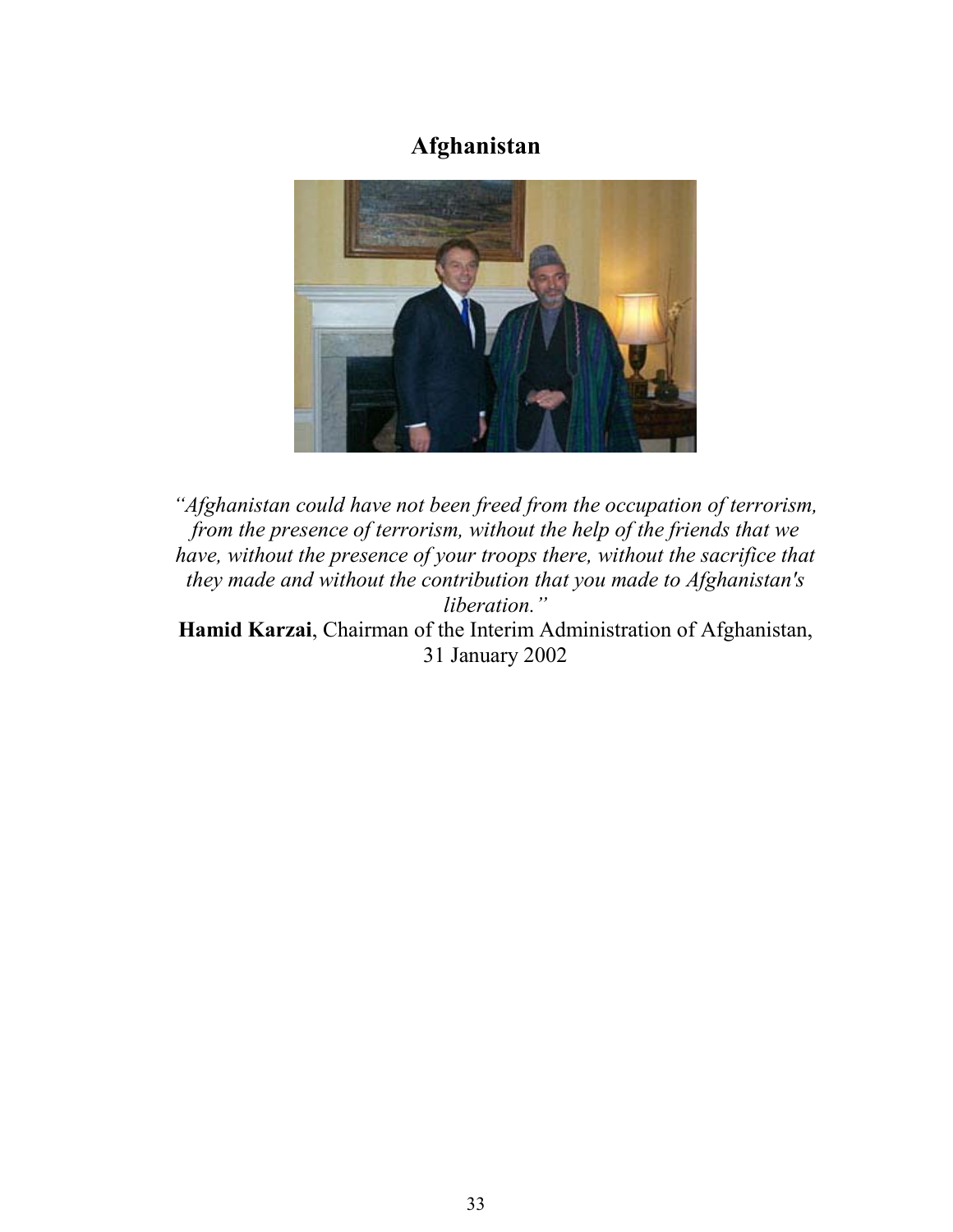# Afghanistan

*"Afghanistan could have not been freed from the occupation of terrorism, from the presence of terrorism, without the help of the friends that we have, without the presence of your troops there, without the sacrifice that they made and without the contribution that you made to Afghanistan's liberation."*

**Hamid Karzai**, Chairman of the Interim Administration of Afghanistan, 31 January 2002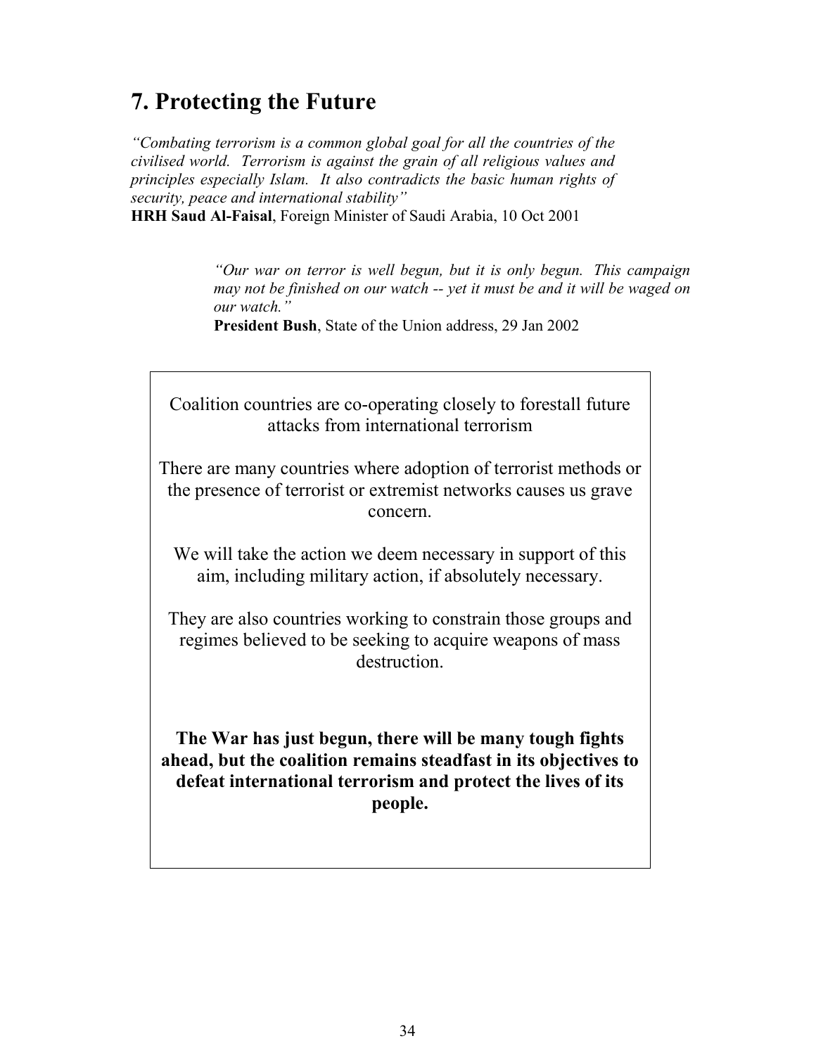# 7. Protecting the Future

*"Combating terrorism is a common global goal for all the countries of the civilised world. Terrorism is against the grain of all religious values and principles especially Islam. It also contradicts the basic human rights of security, peace and international stability"*
**HRH Saud Al-Faisal**, Foreign Minister of Saudi Arabia, 10 Oct 2001

> *"Our war on terror is well begun, but it is only begun. This campaign may not be finished on our watch -- yet it must be and it will be waged on our watch."*
> **President Bush**, State of the Union address, 29 Jan 2002

Coalition countries are co-operating closely to forestall future attacks from international terrorism

There are many countries where adoption of terrorist methods or the presence of terrorist or extremist networks causes us grave concern.

We will take the action we deem necessary in support of this aim, including military action, if absolutely necessary.

They are also countries working to constrain those groups and regimes believed to be seeking to acquire weapons of mass destruction.

**The War has just begun, there will be many tough fights ahead, but the coalition remains steadfast in its objectives to defeat international terrorism and protect the lives of its people.**